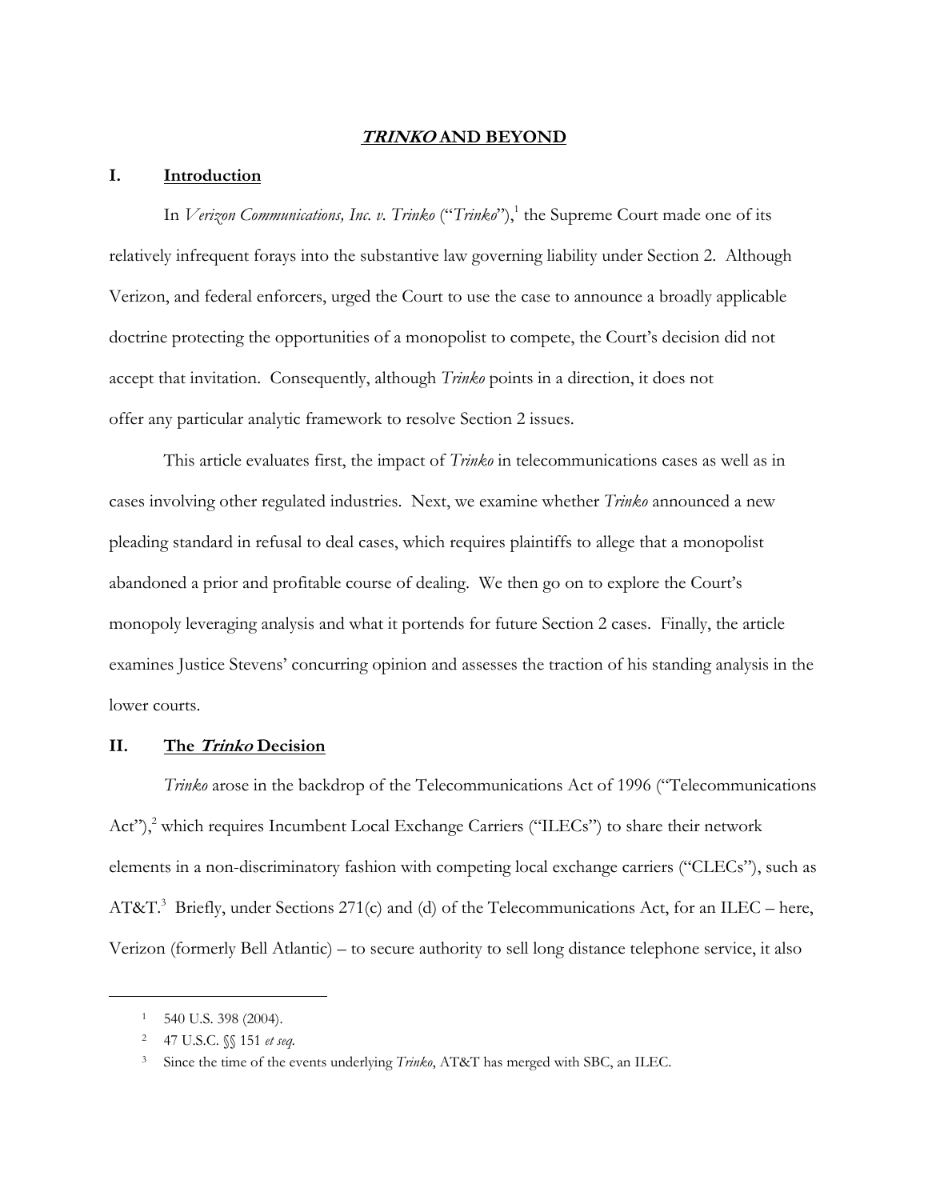# ***TRINKO* AND BEYOND**

## I. Introduction

In *Verizon Communications, Inc. v. Trinko* ("*Trinko*"),[1] the Supreme Court made one of its relatively infrequent forays into the substantive law governing liability under Section 2. Although Verizon, and federal enforcers, urged the Court to use the case to announce a broadly applicable doctrine protecting the opportunities of a monopolist to compete, the Court's decision did not accept that invitation. Consequently, although *Trinko* points in a direction, it does not offer any particular analytic framework to resolve Section 2 issues.

This article evaluates first, the impact of *Trinko* in telecommunications cases as well as in cases involving other regulated industries. Next, we examine whether *Trinko* announced a new pleading standard in refusal to deal cases, which requires plaintiffs to allege that a monopolist abandoned a prior and profitable course of dealing. We then go on to explore the Court's monopoly leveraging analysis and what it portends for future Section 2 cases. Finally, the article examines Justice Stevens' concurring opinion and assesses the traction of his standing analysis in the lower courts.

## II. The *Trinko* Decision

*Trinko* arose in the backdrop of the Telecommunications Act of 1996 ("Telecommunications Act"),[2] which requires Incumbent Local Exchange Carriers ("ILECs") to share their network elements in a non-discriminatory fashion with competing local exchange carriers ("CLECs"), such as AT&T.[3] Briefly, under Sections 271(c) and (d) of the Telecommunications Act, for an ILEC – here, Verizon (formerly Bell Atlantic) – to secure authority to sell long distance telephone service, it also

---

[1] 540 U.S. 398 (2004).

[2] 47 U.S.C. §§ 151 *et seq.*

[3] Since the time of the events underlying *Trinko*, AT&T has merged with SBC, an ILEC.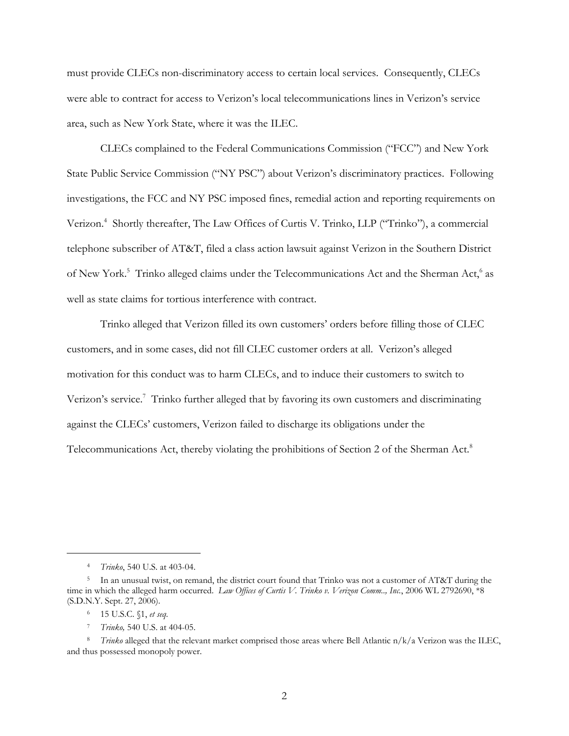must provide CLECs non-discriminatory access to certain local services. Consequently, CLECs were able to contract for access to Verizon's local telecommunications lines in Verizon's service area, such as New York State, where it was the ILEC.

CLECs complained to the Federal Communications Commission ("FCC") and New York State Public Service Commission ("NY PSC") about Verizon's discriminatory practices. Following investigations, the FCC and NY PSC imposed fines, remedial action and reporting requirements on Verizon.[4] Shortly thereafter, The Law Offices of Curtis V. Trinko, LLP ("Trinko"), a commercial telephone subscriber of AT&T, filed a class action lawsuit against Verizon in the Southern District of New York.[5] Trinko alleged claims under the Telecommunications Act and the Sherman Act,[6] as well as state claims for tortious interference with contract.

Trinko alleged that Verizon filled its own customers' orders before filling those of CLEC customers, and in some cases, did not fill CLEC customer orders at all. Verizon's alleged motivation for this conduct was to harm CLECs, and to induce their customers to switch to Verizon's service.[7] Trinko further alleged that by favoring its own customers and discriminating against the CLECs' customers, Verizon failed to discharge its obligations under the Telecommunications Act, thereby violating the prohibitions of Section 2 of the Sherman Act.[8]

---

[4] *Trinko*, 540 U.S. at 403-04.

[5] In an unusual twist, on remand, the district court found that Trinko was not a customer of AT&T during the time in which the alleged harm occurred. *Law Offices of Curtis V. Trinko v. Verizon Comm.., Inc.*, 2006 WL 2792690, *8 (S.D.N.Y. Sept. 27, 2006).

[6] 15 U.S.C. §1, *et seq.*

[7] *Trinko,* 540 U.S. at 404-05.

[8] *Trinko* alleged that the relevant market comprised those areas where Bell Atlantic n/k/a Verizon was the ILEC, and thus possessed monopoly power.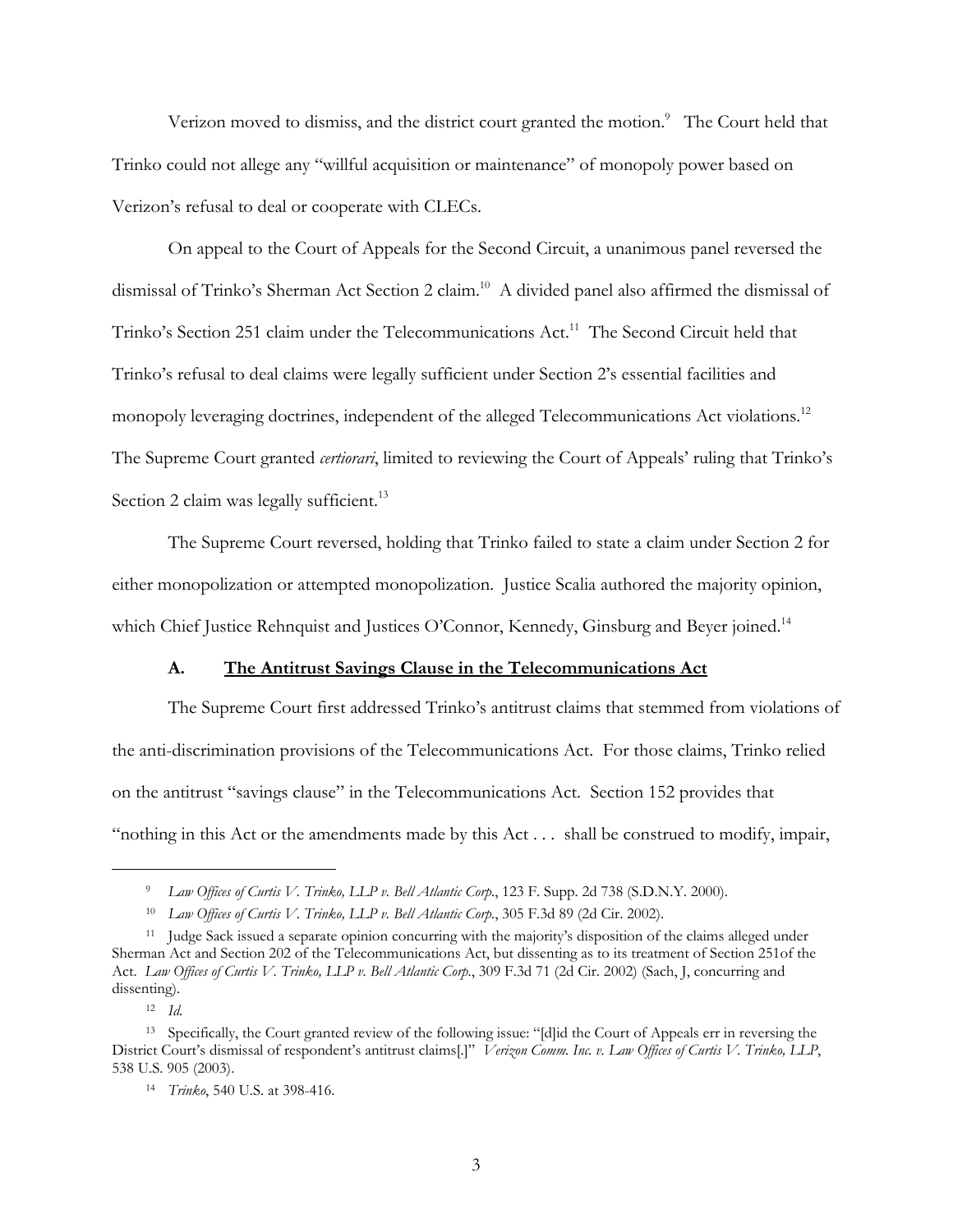Verizon moved to dismiss, and the district court granted the motion.[9] The Court held that Trinko could not allege any "willful acquisition or maintenance" of monopoly power based on Verizon's refusal to deal or cooperate with CLECs.

On appeal to the Court of Appeals for the Second Circuit, a unanimous panel reversed the dismissal of Trinko's Sherman Act Section 2 claim.[10] A divided panel also affirmed the dismissal of Trinko's Section 251 claim under the Telecommunications Act.[11] The Second Circuit held that Trinko's refusal to deal claims were legally sufficient under Section 2's essential facilities and monopoly leveraging doctrines, independent of the alleged Telecommunications Act violations.[12] The Supreme Court granted *certiorari*, limited to reviewing the Court of Appeals' ruling that Trinko's Section 2 claim was legally sufficient.[13]

The Supreme Court reversed, holding that Trinko failed to state a claim under Section 2 for either monopolization or attempted monopolization. Justice Scalia authored the majority opinion, which Chief Justice Rehnquist and Justices O'Connor, Kennedy, Ginsburg and Beyer joined.[14]

### A. <u>The Antitrust Savings Clause in the Telecommunications Act</u>

The Supreme Court first addressed Trinko's antitrust claims that stemmed from violations of the anti-discrimination provisions of the Telecommunications Act. For those claims, Trinko relied on the antitrust "savings clause" in the Telecommunications Act. Section 152 provides that "nothing in this Act or the amendments made by this Act . . . shall be construed to modify, impair,

---

[9] *Law Offices of Curtis V. Trinko, LLP v. Bell Atlantic Corp.*, 123 F. Supp. 2d 738 (S.D.N.Y. 2000).

[10] *Law Offices of Curtis V. Trinko, LLP v. Bell Atlantic Corp.*, 305 F.3d 89 (2d Cir. 2002).

[11] Judge Sack issued a separate opinion concurring with the majority's disposition of the claims alleged under Sherman Act and Section 202 of the Telecommunications Act, but dissenting as to its treatment of Section 251of the Act. *Law Offices of Curtis V. Trinko, LLP v. Bell Atlantic Corp.*, 309 F.3d 71 (2d Cir. 2002) (Sach, J, concurring and dissenting).

[12] *Id.*

[13] Specifically, the Court granted review of the following issue: "[d]id the Court of Appeals err in reversing the District Court's dismissal of respondent's antitrust claims[.]" *Verizon Comm. Inc. v. Law Offices of Curtis V. Trinko, LLP*, 538 U.S. 905 (2003).

[14] *Trinko*, 540 U.S. at 398-416.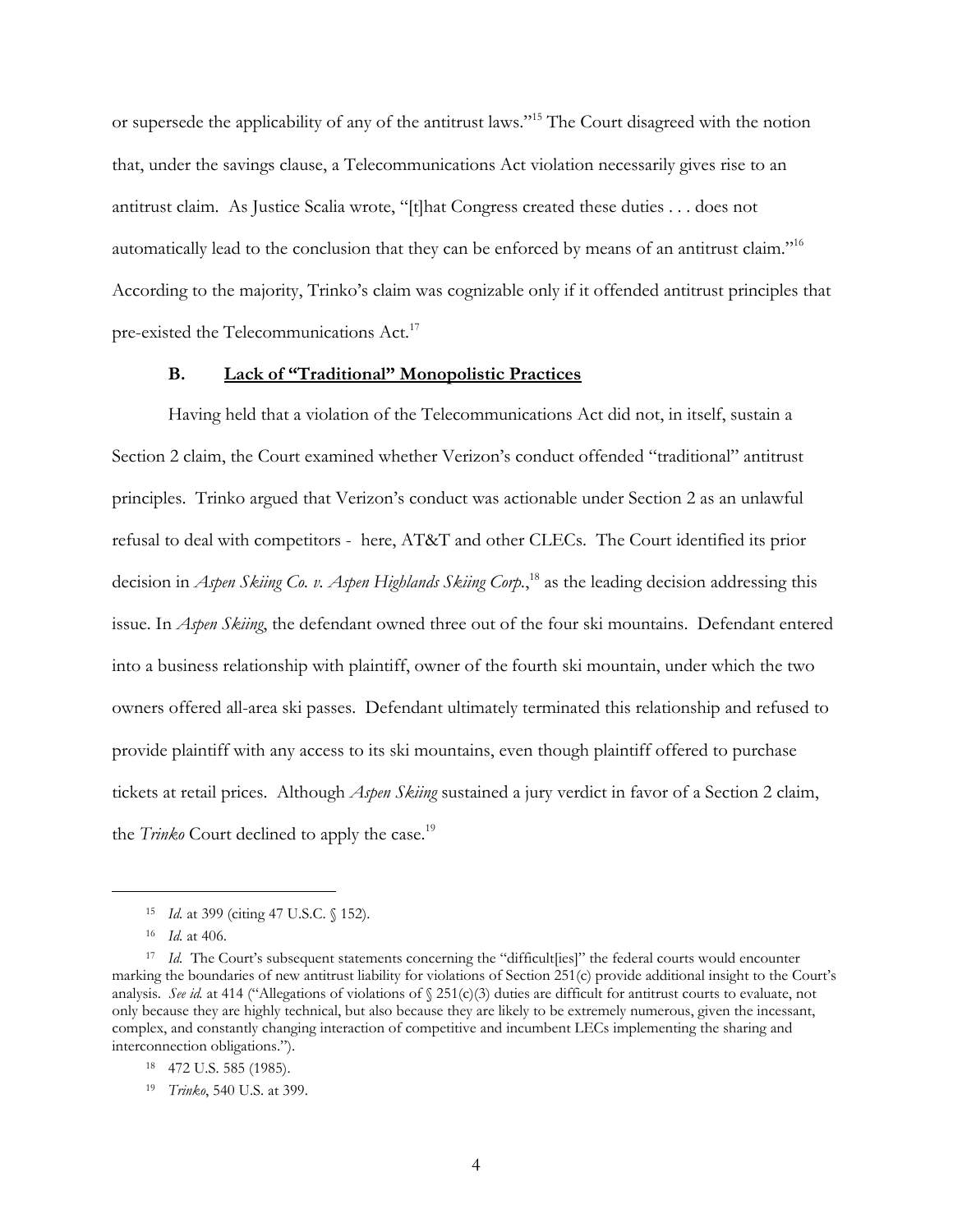or supersede the applicability of any of the antitrust laws."[15] The Court disagreed with the notion that, under the savings clause, a Telecommunications Act violation necessarily gives rise to an antitrust claim. As Justice Scalia wrote, "[t]hat Congress created these duties . . . does not automatically lead to the conclusion that they can be enforced by means of an antitrust claim."[16] According to the majority, Trinko's claim was cognizable only if it offended antitrust principles that pre-existed the Telecommunications Act.[17]

### B. <u>Lack of "Traditional" Monopolistic Practices</u>

Having held that a violation of the Telecommunications Act did not, in itself, sustain a Section 2 claim, the Court examined whether Verizon's conduct offended "traditional" antitrust principles. Trinko argued that Verizon's conduct was actionable under Section 2 as an unlawful refusal to deal with competitors - here, AT&T and other CLECs. The Court identified its prior decision in *Aspen Skiing Co. v. Aspen Highlands Skiing Corp.*,[18] as the leading decision addressing this issue. In *Aspen Skiing*, the defendant owned three out of the four ski mountains. Defendant entered into a business relationship with plaintiff, owner of the fourth ski mountain, under which the two owners offered all-area ski passes. Defendant ultimately terminated this relationship and refused to provide plaintiff with any access to its ski mountains, even though plaintiff offered to purchase tickets at retail prices. Although *Aspen Skiing* sustained a jury verdict in favor of a Section 2 claim, the *Trinko* Court declined to apply the case.[19]

---

[15] *Id.* at 399 (citing 47 U.S.C. § 152).

[16] *Id.* at 406.

[17] *Id.* The Court's subsequent statements concerning the "difficult[ies]" the federal courts would encounter marking the boundaries of new antitrust liability for violations of Section 251(c) provide additional insight to the Court's analysis. *See id.* at 414 ("Allegations of violations of § 251(c)(3) duties are difficult for antitrust courts to evaluate, not only because they are highly technical, but also because they are likely to be extremely numerous, given the incessant, complex, and constantly changing interaction of competitive and incumbent LECs implementing the sharing and interconnection obligations.").

[18] 472 U.S. 585 (1985).

[19] *Trinko*, 540 U.S. at 399.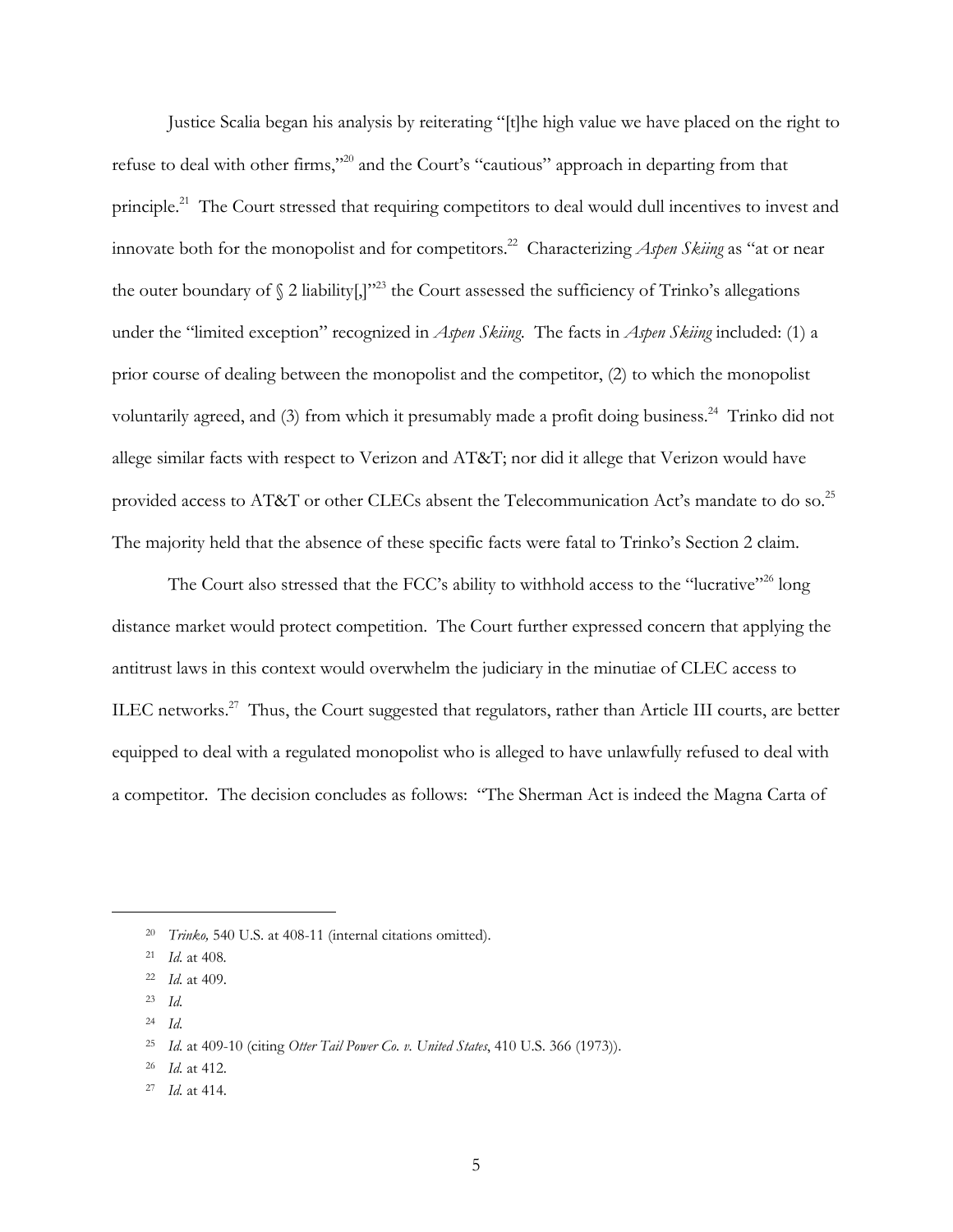Justice Scalia began his analysis by reiterating "[t]he high value we have placed on the right to refuse to deal with other firms,"[20] and the Court's "cautious" approach in departing from that principle.[21] The Court stressed that requiring competitors to deal would dull incentives to invest and innovate both for the monopolist and for competitors.[22] Characterizing *Aspen Skiing* as "at or near the outer boundary of § 2 liability[,]"[23] the Court assessed the sufficiency of Trinko's allegations under the "limited exception" recognized in *Aspen Skiing*. The facts in *Aspen Skiing* included: (1) a prior course of dealing between the monopolist and the competitor, (2) to which the monopolist voluntarily agreed, and (3) from which it presumably made a profit doing business.[24] Trinko did not allege similar facts with respect to Verizon and AT&T; nor did it allege that Verizon would have provided access to AT&T or other CLECs absent the Telecommunication Act's mandate to do so.[25] The majority held that the absence of these specific facts were fatal to Trinko's Section 2 claim.

The Court also stressed that the FCC's ability to withhold access to the "lucrative"[26] long distance market would protect competition. The Court further expressed concern that applying the antitrust laws in this context would overwhelm the judiciary in the minutiae of CLEC access to ILEC networks.[27] Thus, the Court suggested that regulators, rather than Article III courts, are better equipped to deal with a regulated monopolist who is alleged to have unlawfully refused to deal with a competitor. The decision concludes as follows: "The Sherman Act is indeed the Magna Carta of

---

[20] *Trinko,* 540 U.S. at 408-11 (internal citations omitted).

[21] *Id.* at 408.

[22] *Id.* at 409.

[23] *Id.*

[24] *Id.*

[25] *Id.* at 409-10 (citing *Otter Tail Power Co. v. United States*, 410 U.S. 366 (1973)).

[26] *Id.* at 412.

[27] *Id.* at 414.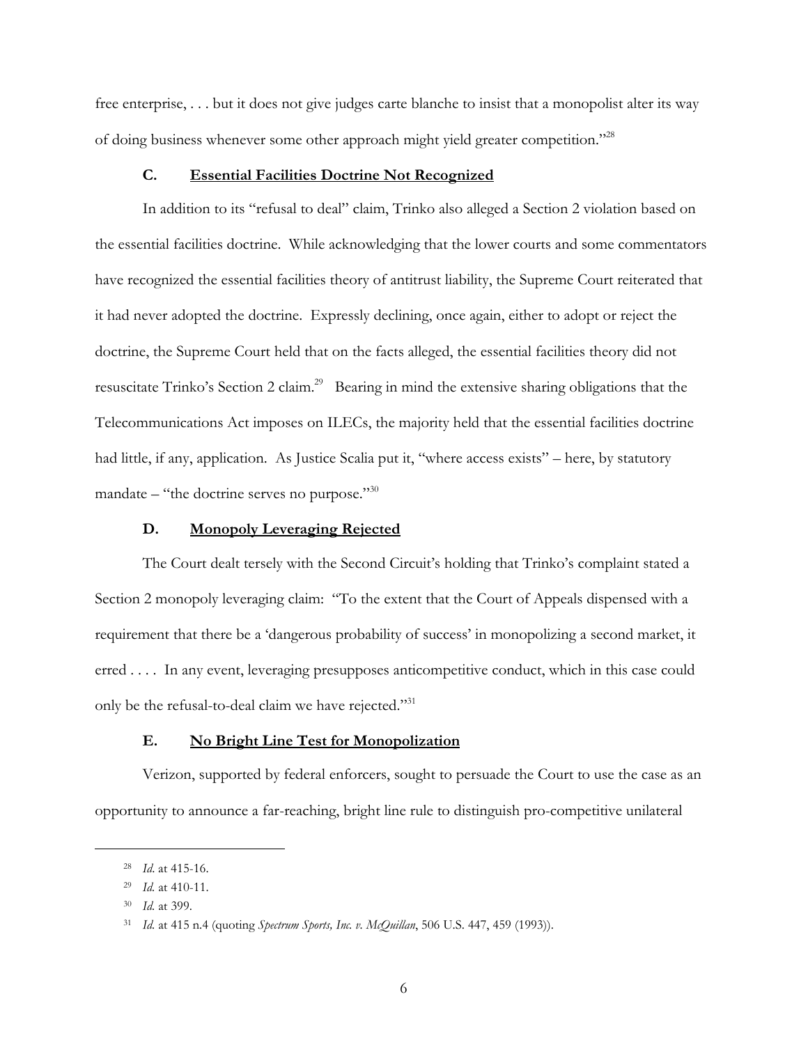free enterprise, . . . but it does not give judges carte blanche to insist that a monopolist alter its way of doing business whenever some other approach might yield greater competition."[28]

### C. Essential Facilities Doctrine Not Recognized

In addition to its "refusal to deal" claim, Trinko also alleged a Section 2 violation based on the essential facilities doctrine. While acknowledging that the lower courts and some commentators have recognized the essential facilities theory of antitrust liability, the Supreme Court reiterated that it had never adopted the doctrine. Expressly declining, once again, either to adopt or reject the doctrine, the Supreme Court held that on the facts alleged, the essential facilities theory did not resuscitate Trinko's Section 2 claim.[29] Bearing in mind the extensive sharing obligations that the Telecommunications Act imposes on ILECs, the majority held that the essential facilities doctrine had little, if any, application. As Justice Scalia put it, "where access exists" – here, by statutory mandate – "the doctrine serves no purpose."[30]

### D. Monopoly Leveraging Rejected

The Court dealt tersely with the Second Circuit's holding that Trinko's complaint stated a Section 2 monopoly leveraging claim: "To the extent that the Court of Appeals dispensed with a requirement that there be a 'dangerous probability of success' in monopolizing a second market, it erred . . . . In any event, leveraging presupposes anticompetitive conduct, which in this case could only be the refusal-to-deal claim we have rejected."[31]

### E. No Bright Line Test for Monopolization

Verizon, supported by federal enforcers, sought to persuade the Court to use the case as an opportunity to announce a far-reaching, bright line rule to distinguish pro-competitive unilateral

---

[28] *Id*. at 415-16.

[29] *Id.* at 410-11.

[30] *Id.* at 399.

[31] *Id.* at 415 n.4 (quoting *Spectrum Sports, Inc. v. McQuillan*, 506 U.S. 447, 459 (1993)).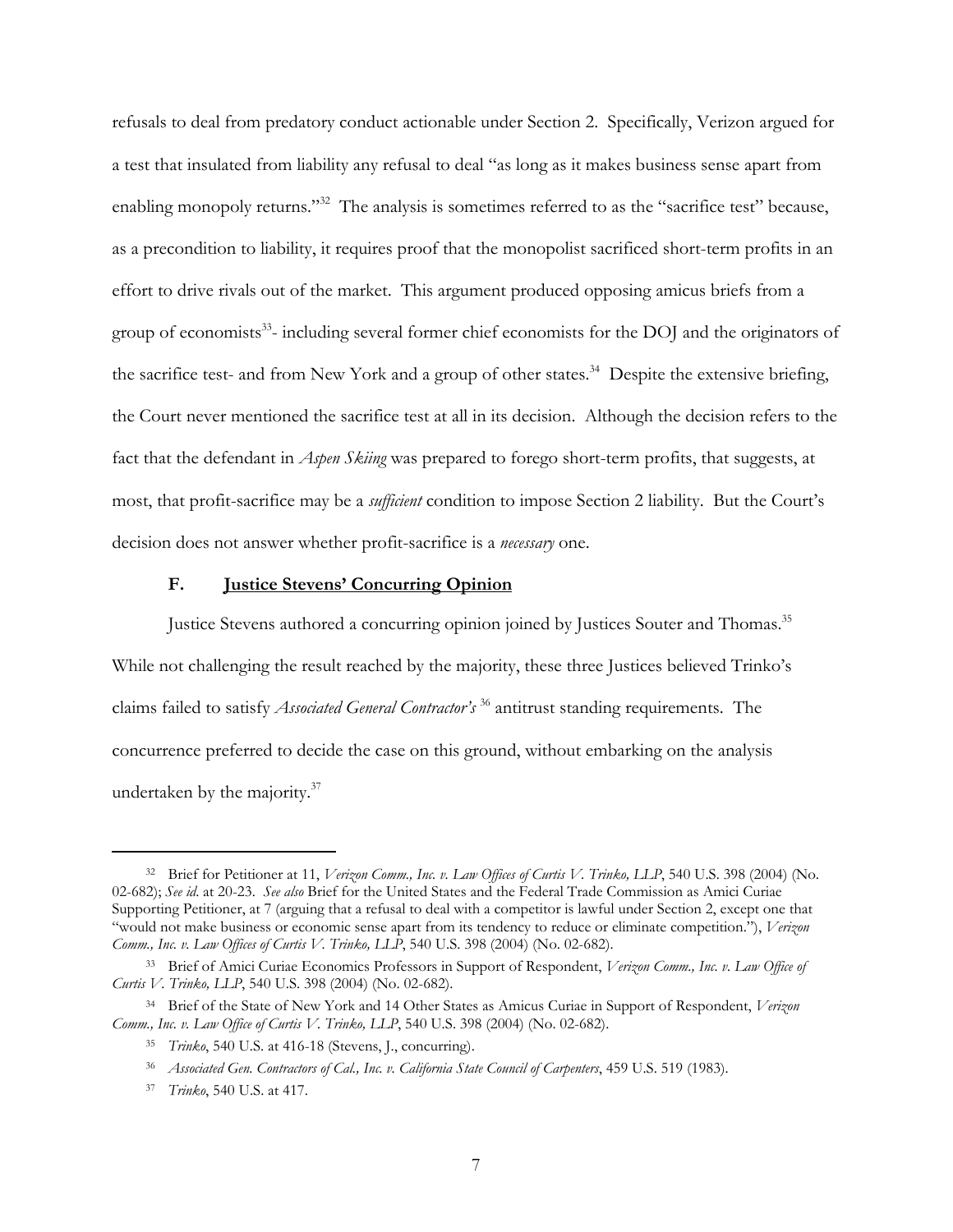refusals to deal from predatory conduct actionable under Section 2. Specifically, Verizon argued for a test that insulated from liability any refusal to deal "as long as it makes business sense apart from enabling monopoly returns."[32] The analysis is sometimes referred to as the "sacrifice test" because, as a precondition to liability, it requires proof that the monopolist sacrificed short-term profits in an effort to drive rivals out of the market. This argument produced opposing amicus briefs from a group of economists[33]- including several former chief economists for the DOJ and the originators of the sacrifice test- and from New York and a group of other states.[34] Despite the extensive briefing, the Court never mentioned the sacrifice test at all in its decision. Although the decision refers to the fact that the defendant in *Aspen Skiing* was prepared to forego short-term profits, that suggests, at most, that profit-sacrifice may be a ***sufficient*** condition to impose Section 2 liability. But the Court's decision does not answer whether profit-sacrifice is a ***necessary*** one.

### F. Justice Stevens' Concurring Opinion

Justice Stevens authored a concurring opinion joined by Justices Souter and Thomas.[35] While not challenging the result reached by the majority, these three Justices believed Trinko's claims failed to satisfy *Associated General Contractor's*[36] antitrust standing requirements. The concurrence preferred to decide the case on this ground, without embarking on the analysis undertaken by the majority.[37]

---

[32] Brief for Petitioner at 11, *Verizon Comm., Inc. v. Law Offices of Curtis V. Trinko, LLP*, 540 U.S. 398 (2004) (No. 02-682); *See id.* at 20-23. *See also* Brief for the United States and the Federal Trade Commission as Amici Curiae Supporting Petitioner, at 7 (arguing that a refusal to deal with a competitor is lawful under Section 2, except one that "would not make business or economic sense apart from its tendency to reduce or eliminate competition."), *Verizon Comm., Inc. v. Law Offices of Curtis V. Trinko, LLP*, 540 U.S. 398 (2004) (No. 02-682).

[33] Brief of Amici Curiae Economics Professors in Support of Respondent, *Verizon Comm., Inc. v. Law Office of Curtis V. Trinko, LLP*, 540 U.S. 398 (2004) (No. 02-682).

[34] Brief of the State of New York and 14 Other States as Amicus Curiae in Support of Respondent, *Verizon Comm., Inc. v. Law Office of Curtis V. Trinko, LLP*, 540 U.S. 398 (2004) (No. 02-682).

[35] *Trinko*, 540 U.S. at 416-18 (Stevens, J., concurring).

[36] *Associated Gen. Contractors of Cal., Inc. v. California State Council of Carpenters*, 459 U.S. 519 (1983).

[37] *Trinko*, 540 U.S. at 417.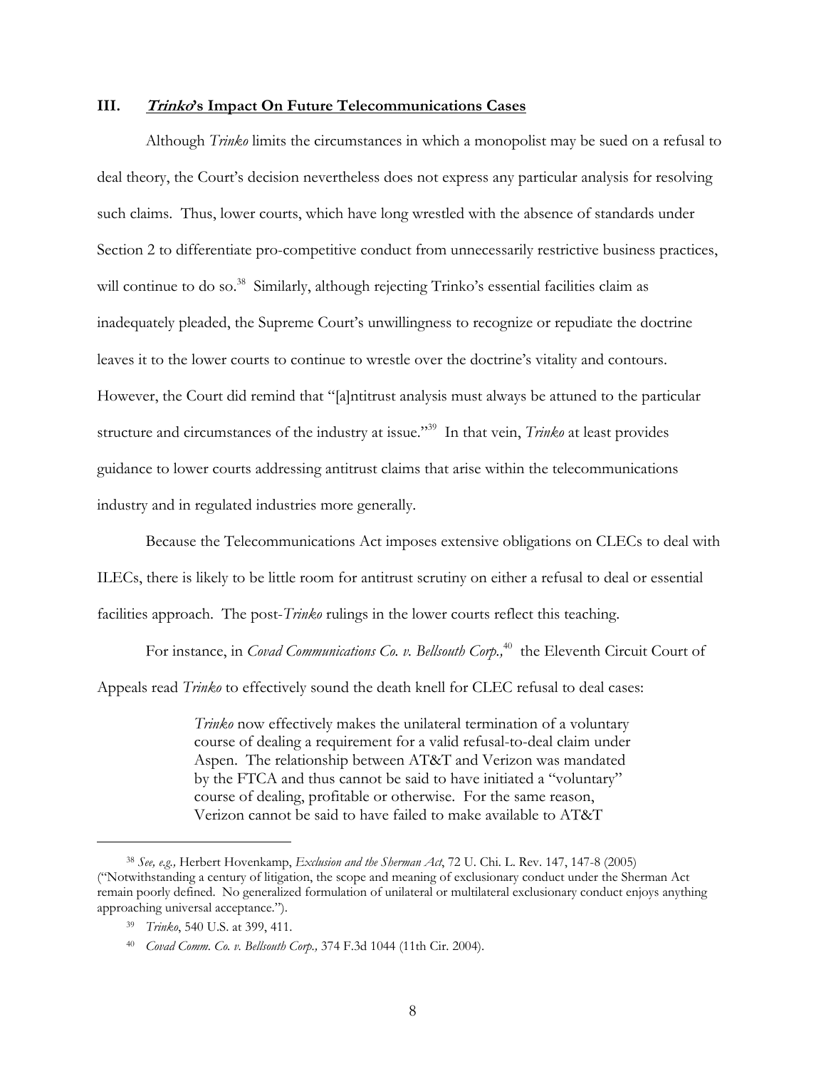## III. ***Trinko*'s Impact On Future Telecommunications Cases**

Although *Trinko* limits the circumstances in which a monopolist may be sued on a refusal to deal theory, the Court's decision nevertheless does not express any particular analysis for resolving such claims. Thus, lower courts, which have long wrestled with the absence of standards under Section 2 to differentiate pro-competitive conduct from unnecessarily restrictive business practices, will continue to do so.[38] Similarly, although rejecting Trinko's essential facilities claim as inadequately pleaded, the Supreme Court's unwillingness to recognize or repudiate the doctrine leaves it to the lower courts to continue to wrestle over the doctrine's vitality and contours. However, the Court did remind that "[a]ntitrust analysis must always be attuned to the particular structure and circumstances of the industry at issue."[39] In that vein, *Trinko* at least provides guidance to lower courts addressing antitrust claims that arise within the telecommunications industry and in regulated industries more generally.

Because the Telecommunications Act imposes extensive obligations on CLECs to deal with ILECs, there is likely to be little room for antitrust scrutiny on either a refusal to deal or essential facilities approach. The post-*Trinko* rulings in the lower courts reflect this teaching.

For instance, in *Covad Communications Co. v. Bellsouth Corp.,*[40] the Eleventh Circuit Court of Appeals read *Trinko* to effectively sound the death knell for CLEC refusal to deal cases:

> *Trinko* now effectively makes the unilateral termination of a voluntary course of dealing a requirement for a valid refusal-to-deal claim under Aspen. The relationship between AT&T and Verizon was mandated by the FTCA and thus cannot be said to have initiated a "voluntary" course of dealing, profitable or otherwise. For the same reason, Verizon cannot be said to have failed to make available to AT&T

---

[38] *See, e.g.,* Herbert Hovenkamp, *Exclusion and the Sherman Act*, 72 U. Chi. L. Rev. 147, 147-8 (2005) ("Notwithstanding a century of litigation, the scope and meaning of exclusionary conduct under the Sherman Act remain poorly defined. No generalized formulation of unilateral or multilateral exclusionary conduct enjoys anything approaching universal acceptance.").

[39] *Trinko*, 540 U.S. at 399, 411.

[40] *Covad Comm. Co. v. Bellsouth Corp.,* 374 F.3d 1044 (11th Cir. 2004).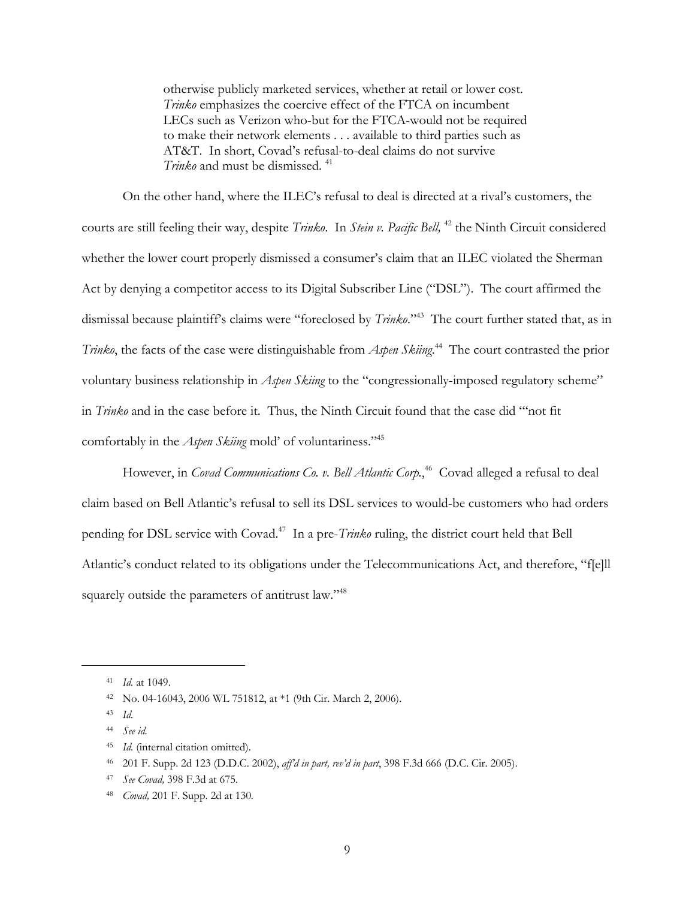> otherwise publicly marketed services, whether at retail or lower cost. *Trinko* emphasizes the coercive effect of the FTCA on incumbent LECs such as Verizon who-but for the FTCA-would not be required to make their network elements . . . available to third parties such as AT&T. In short, Covad's refusal-to-deal claims do not survive *Trinko* and must be dismissed. [41]

On the other hand, where the ILEC's refusal to deal is directed at a rival's customers, the courts are still feeling their way, despite *Trinko*. In *Stein v. Pacific Bell,* [42] the Ninth Circuit considered whether the lower court properly dismissed a consumer's claim that an ILEC violated the Sherman Act by denying a competitor access to its Digital Subscriber Line ("DSL"). The court affirmed the dismissal because plaintiff's claims were "foreclosed by *Trinko*."[43] The court further stated that, as in *Trinko*, the facts of the case were distinguishable from *Aspen Skiing*.[44] The court contrasted the prior voluntary business relationship in *Aspen Skiing* to the "congressionally-imposed regulatory scheme" in *Trinko* and in the case before it. Thus, the Ninth Circuit found that the case did "'not fit comfortably in the *Aspen Skiing* mold' of voluntariness."[45]

However, in *Covad Communications Co. v. Bell Atlantic Corp.*,[46] Covad alleged a refusal to deal claim based on Bell Atlantic's refusal to sell its DSL services to would-be customers who had orders pending for DSL service with Covad.[47] In a pre-*Trinko* ruling, the district court held that Bell Atlantic's conduct related to its obligations under the Telecommunications Act, and therefore, "f[e]ll squarely outside the parameters of antitrust law."[48]

---

[41] *Id.* at 1049.

[42] No. 04-16043, 2006 WL 751812, at *1 (9th Cir. March 2, 2006).

[43] *Id.*

[44] *See id.*

[45] *Id.* (internal citation omitted).

[46] 201 F. Supp. 2d 123 (D.D.C. 2002), *aff'd in part, rev'd in part*, 398 F.3d 666 (D.C. Cir. 2005).

[47] *See Covad,* 398 F.3d at 675.

[48] *Covad,* 201 F. Supp. 2d at 130.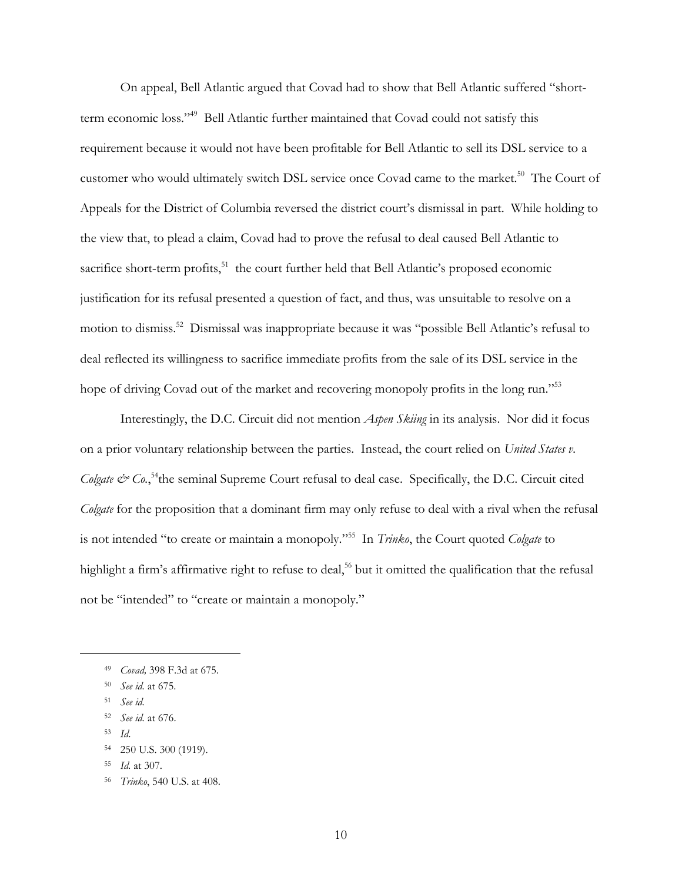On appeal, Bell Atlantic argued that Covad had to show that Bell Atlantic suffered "short-term economic loss."[49] Bell Atlantic further maintained that Covad could not satisfy this requirement because it would not have been profitable for Bell Atlantic to sell its DSL service to a customer who would ultimately switch DSL service once Covad came to the market.[50] The Court of Appeals for the District of Columbia reversed the district court's dismissal in part. While holding to the view that, to plead a claim, Covad had to prove the refusal to deal caused Bell Atlantic to sacrifice short-term profits,[51] the court further held that Bell Atlantic's proposed economic justification for its refusal presented a question of fact, and thus, was unsuitable to resolve on a motion to dismiss.[52] Dismissal was inappropriate because it was "possible Bell Atlantic's refusal to deal reflected its willingness to sacrifice immediate profits from the sale of its DSL service in the hope of driving Covad out of the market and recovering monopoly profits in the long run."[53]

Interestingly, the D.C. Circuit did not mention *Aspen Skiing* in its analysis. Nor did it focus on a prior voluntary relationship between the parties. Instead, the court relied on *United States v. Colgate & Co.*,[54] the seminal Supreme Court refusal to deal case. Specifically, the D.C. Circuit cited *Colgate* for the proposition that a dominant firm may only refuse to deal with a rival when the refusal is not intended "to create or maintain a monopoly."[55] In *Trinko*, the Court quoted *Colgate* to highlight a firm's affirmative right to refuse to deal,[56] but it omitted the qualification that the refusal not be "intended" to "create or maintain a monopoly."

---

[49] *Covad,* 398 F.3d at 675.

[50] *See id.* at 675.

[51] *See id.*

[52] *See id.* at 676.

[53] *Id.*

[54] 250 U.S. 300 (1919).

[55] *Id.* at 307.

[56] *Trinko*, 540 U.S. at 408.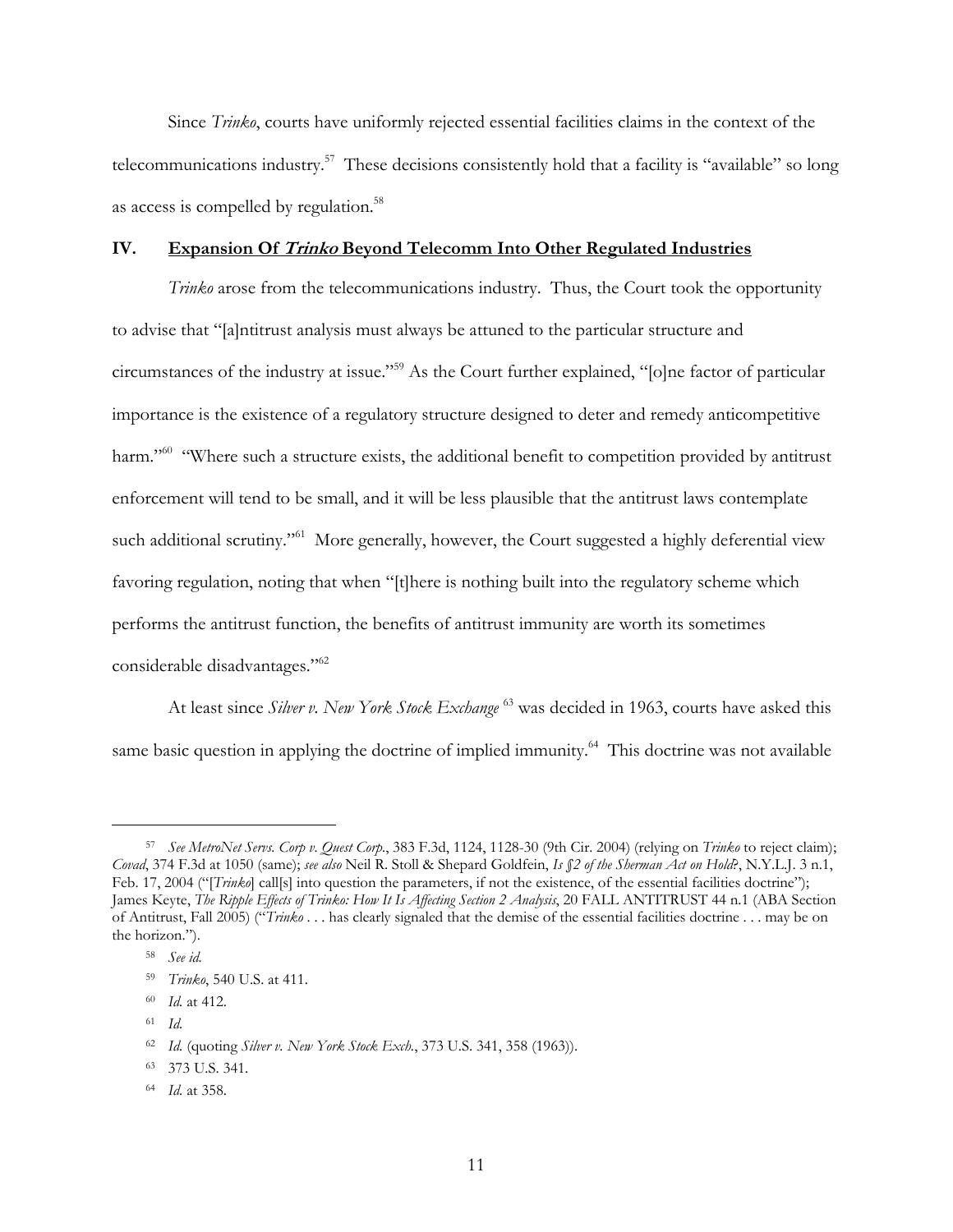Since *Trinko*, courts have uniformly rejected essential facilities claims in the context of the telecommunications industry.[57] These decisions consistently hold that a facility is "available" so long as access is compelled by regulation.[58]

## IV. Expansion Of *Trinko* Beyond Telecomm Into Other Regulated Industries

*Trinko* arose from the telecommunications industry. Thus, the Court took the opportunity to advise that "[a]ntitrust analysis must always be attuned to the particular structure and circumstances of the industry at issue."[59] As the Court further explained, "[o]ne factor of particular importance is the existence of a regulatory structure designed to deter and remedy anticompetitive harm."[60] "Where such a structure exists, the additional benefit to competition provided by antitrust enforcement will tend to be small, and it will be less plausible that the antitrust laws contemplate such additional scrutiny."[61] More generally, however, the Court suggested a highly deferential view favoring regulation, noting that when "[t]here is nothing built into the regulatory scheme which performs the antitrust function, the benefits of antitrust immunity are worth its sometimes considerable disadvantages."[62]

At least since *Silver v. New York Stock Exchange* [63] was decided in 1963, courts have asked this same basic question in applying the doctrine of implied immunity.[64] This doctrine was not available

---

[57] *See MetroNet Servs. Corp v. Quest Corp.*, 383 F.3d, 1124, 1128-30 (9th Cir. 2004) (relying on *Trinko* to reject claim); *Covad*, 374 F.3d at 1050 (same); *see also* Neil R. Stoll & Shepard Goldfein, *Is §2 of the Sherman Act on Hold?*, N.Y.L.J. 3 n.1, Feb. 17, 2004 ("[*Trinko*] call[s] into question the parameters, if not the existence, of the essential facilities doctrine"); James Keyte, *The Ripple Effects of Trinko: How It Is Affecting Section 2 Analysis*, 20 FALL ANTITRUST 44 n.1 (ABA Section of Antitrust, Fall 2005) ("*Trinko* . . . has clearly signaled that the demise of the essential facilities doctrine . . . may be on the horizon.").

[58] *See id.*

[59] *Trinko*, 540 U.S. at 411.

[60] *Id.* at 412.

[61] *Id.*

[62] *Id.* (quoting *Silver v. New York Stock Exch.*, 373 U.S. 341, 358 (1963)).

[63] 373 U.S. 341.

[64] *Id.* at 358.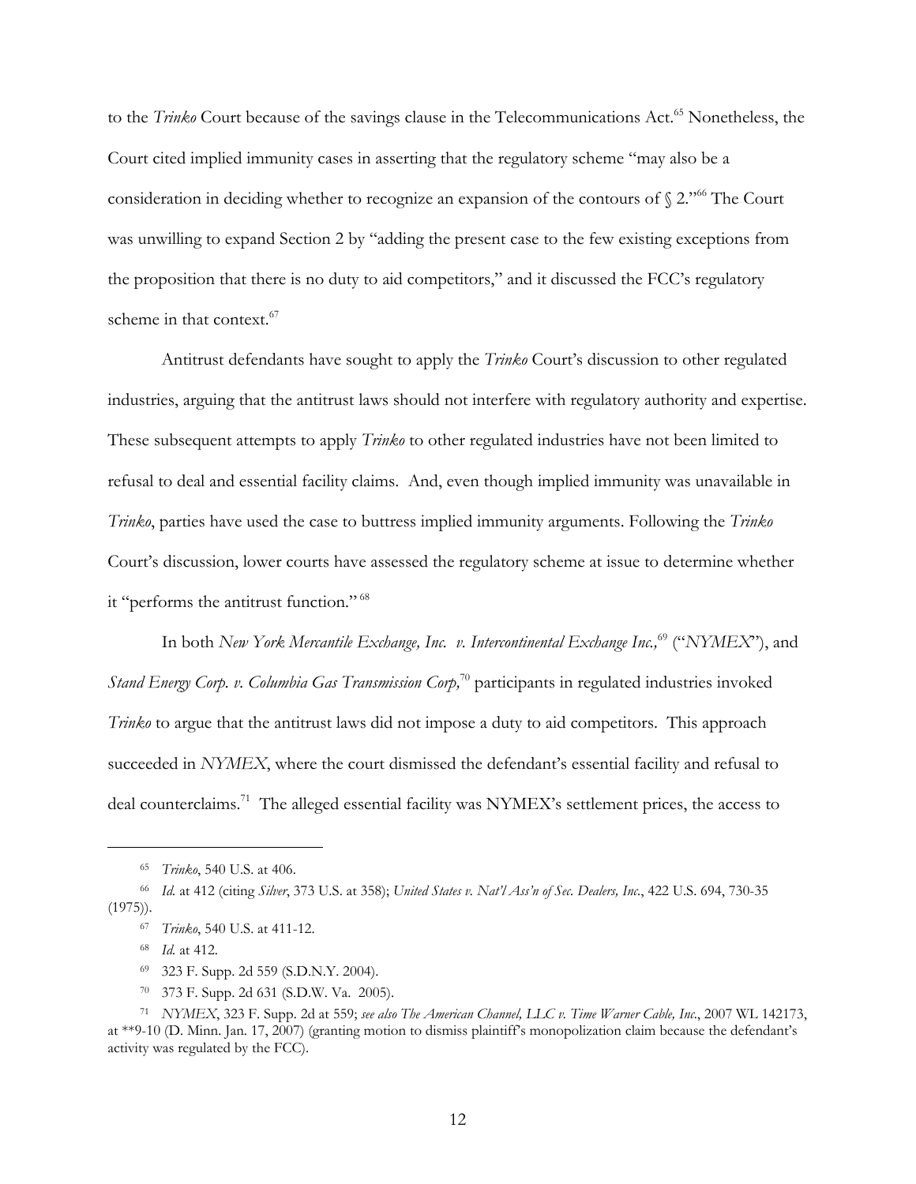to the *Trinko* Court because of the savings clause in the Telecommunications Act.[65] Nonetheless, the Court cited implied immunity cases in asserting that the regulatory scheme "may also be a consideration in deciding whether to recognize an expansion of the contours of § 2."[66] The Court was unwilling to expand Section 2 by "adding the present case to the few existing exceptions from the proposition that there is no duty to aid competitors," and it discussed the FCC's regulatory scheme in that context.[67]

Antitrust defendants have sought to apply the *Trinko* Court's discussion to other regulated industries, arguing that the antitrust laws should not interfere with regulatory authority and expertise. These subsequent attempts to apply *Trinko* to other regulated industries have not been limited to refusal to deal and essential facility claims. And, even though implied immunity was unavailable in *Trinko*, parties have used the case to buttress implied immunity arguments. Following the *Trinko* Court's discussion, lower courts have assessed the regulatory scheme at issue to determine whether it "performs the antitrust function." [68]

In both *New York Mercantile Exchange, Inc. v. Intercontinental Exchange Inc.,*[69] ("*NYMEX*"), and *Stand Energy Corp. v. Columbia Gas Transmission Corp,*[70] participants in regulated industries invoked *Trinko* to argue that the antitrust laws did not impose a duty to aid competitors. This approach succeeded in *NYMEX*, where the court dismissed the defendant's essential facility and refusal to deal counterclaims.[71] The alleged essential facility was NYMEX's settlement prices, the access to

---

[65] *Trinko*, 540 U.S. at 406.

[66] *Id.* at 412 (citing *Silver*, 373 U.S. at 358); *United States v. Nat'l Ass'n of Sec. Dealers, Inc.*, 422 U.S. 694, 730-35 (1975)).

[67] *Trinko*, 540 U.S. at 411-12.

[68] *Id.* at 412.

[69] 323 F. Supp. 2d 559 (S.D.N.Y. 2004).

[70] 373 F. Supp. 2d 631 (S.D.W. Va. 2005).

[71] *NYMEX*, 323 F. Supp. 2d at 559; *see also The American Channel, LLC v. Time Warner Cable, Inc.*, 2007 WL 142173, at **9-10 (D. Minn. Jan. 17, 2007) (granting motion to dismiss plaintiff's monopolization claim because the defendant's activity was regulated by the FCC).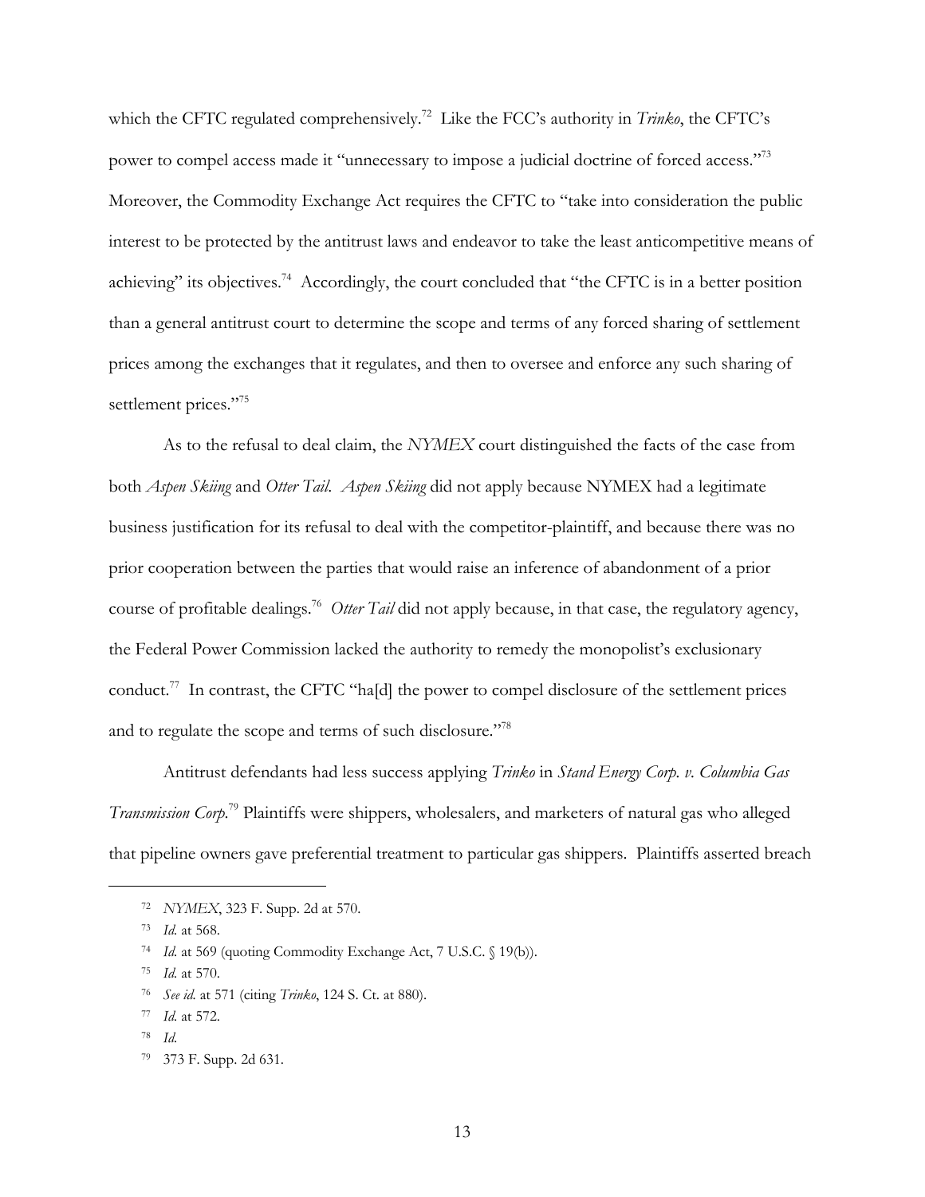which the CFTC regulated comprehensively.[72] Like the FCC's authority in *Trinko*, the CFTC's power to compel access made it "unnecessary to impose a judicial doctrine of forced access."[73] Moreover, the Commodity Exchange Act requires the CFTC to "take into consideration the public interest to be protected by the antitrust laws and endeavor to take the least anticompetitive means of achieving" its objectives.[74] Accordingly, the court concluded that "the CFTC is in a better position than a general antitrust court to determine the scope and terms of any forced sharing of settlement prices among the exchanges that it regulates, and then to oversee and enforce any such sharing of settlement prices."[75]

As to the refusal to deal claim, the *NYMEX* court distinguished the facts of the case from both *Aspen Skiing* and *Otter Tail*. *Aspen Skiing* did not apply because NYMEX had a legitimate business justification for its refusal to deal with the competitor-plaintiff, and because there was no prior cooperation between the parties that would raise an inference of abandonment of a prior course of profitable dealings.[76] *Otter Tail* did not apply because, in that case, the regulatory agency, the Federal Power Commission lacked the authority to remedy the monopolist's exclusionary conduct.[77] In contrast, the CFTC "ha[d] the power to compel disclosure of the settlement prices and to regulate the scope and terms of such disclosure."[78]

Antitrust defendants had less success applying *Trinko* in *Stand Energy Corp. v. Columbia Gas Transmission Corp.*[79] Plaintiffs were shippers, wholesalers, and marketers of natural gas who alleged that pipeline owners gave preferential treatment to particular gas shippers. Plaintiffs asserted breach

---

72 *NYMEX*, 323 F. Supp. 2d at 570.

73 *Id.* at 568.

74 *Id.* at 569 (quoting Commodity Exchange Act, 7 U.S.C. § 19(b)).

75 *Id.* at 570.

76 *See id.* at 571 (citing *Trinko*, 124 S. Ct. at 880).

77 *Id.* at 572.

78 *Id.*

79 373 F. Supp. 2d 631.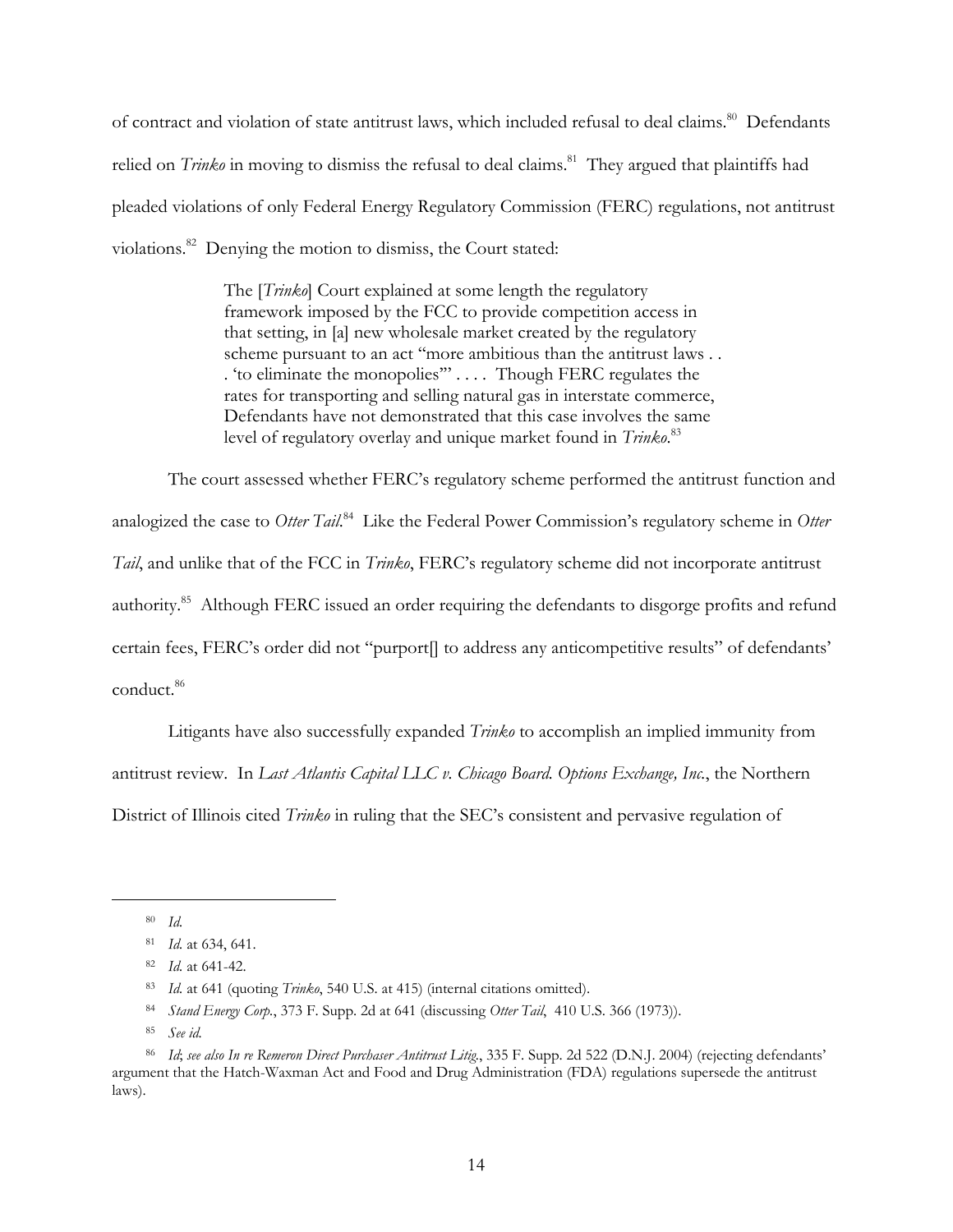of contract and violation of state antitrust laws, which included refusal to deal claims.[80] Defendants relied on *Trinko* in moving to dismiss the refusal to deal claims.[81] They argued that plaintiffs had pleaded violations of only Federal Energy Regulatory Commission (FERC) regulations, not antitrust violations.[82] Denying the motion to dismiss, the Court stated:

> The [*Trinko*] Court explained at some length the regulatory framework imposed by the FCC to provide competition access in that setting, in [a] new wholesale market created by the regulatory scheme pursuant to an act "more ambitious than the antitrust laws . . . 'to eliminate the monopolies'" . . . . Though FERC regulates the rates for transporting and selling natural gas in interstate commerce, Defendants have not demonstrated that this case involves the same level of regulatory overlay and unique market found in *Trinko*.[83]

The court assessed whether FERC's regulatory scheme performed the antitrust function and analogized the case to *Otter Tail*.[84] Like the Federal Power Commission's regulatory scheme in *Otter Tail*, and unlike that of the FCC in *Trinko*, FERC's regulatory scheme did not incorporate antitrust authority.[85] Although FERC issued an order requiring the defendants to disgorge profits and refund certain fees, FERC's order did not "purport[] to address any anticompetitive results" of defendants' conduct.[86]

Litigants have also successfully expanded *Trinko* to accomplish an implied immunity from antitrust review. In *Last Atlantis Capital LLC v. Chicago Board. Options Exchange, Inc.*, the Northern District of Illinois cited *Trinko* in ruling that the SEC's consistent and pervasive regulation of

---

[80] *Id.*

[81] *Id.* at 634, 641.

[82] *Id.* at 641-42.

[83] *Id.* at 641 (quoting *Trinko*, 540 U.S. at 415) (internal citations omitted).

[84] *Stand Energy Corp.*, 373 F. Supp. 2d at 641 (discussing *Otter Tail*, 410 U.S. 366 (1973)).

[85] *See id.*

[86] *Id*; *see also In re Remeron Direct Purchaser Antitrust Litig.*, 335 F. Supp. 2d 522 (D.N.J. 2004) (rejecting defendants' argument that the Hatch-Waxman Act and Food and Drug Administration (FDA) regulations supersede the antitrust laws).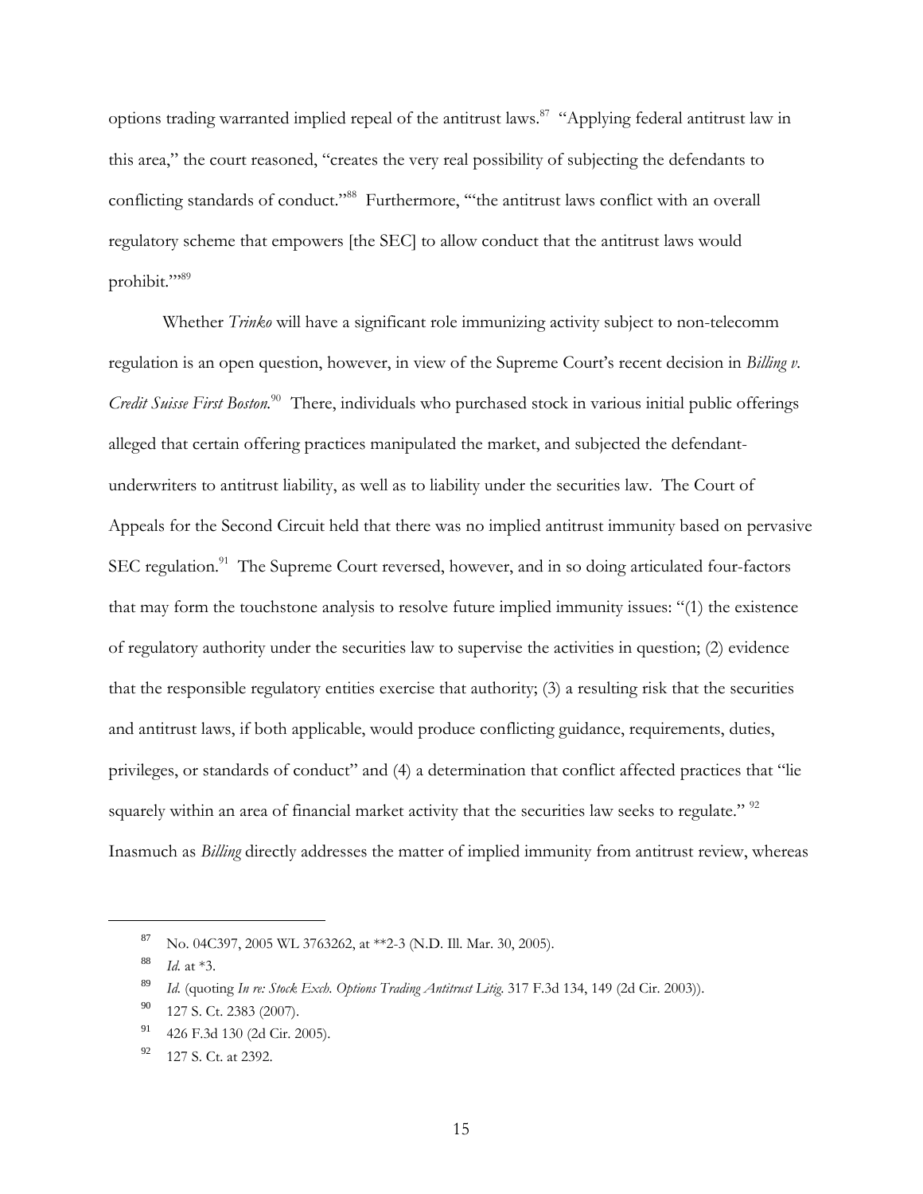options trading warranted implied repeal of the antitrust laws.[87] "Applying federal antitrust law in this area," the court reasoned, "creates the very real possibility of subjecting the defendants to conflicting standards of conduct."[88] Furthermore, "'the antitrust laws conflict with an overall regulatory scheme that empowers [the SEC] to allow conduct that the antitrust laws would prohibit.'"[89]

Whether *Trinko* will have a significant role immunizing activity subject to non-telecomm regulation is an open question, however, in view of the Supreme Court's recent decision in *Billing v. Credit Suisse First Boston.*[90] There, individuals who purchased stock in various initial public offerings alleged that certain offering practices manipulated the market, and subjected the defendant-underwriters to antitrust liability, as well as to liability under the securities law. The Court of Appeals for the Second Circuit held that there was no implied antitrust immunity based on pervasive SEC regulation.[91] The Supreme Court reversed, however, and in so doing articulated four-factors that may form the touchstone analysis to resolve future implied immunity issues: "(1) the existence of regulatory authority under the securities law to supervise the activities in question; (2) evidence that the responsible regulatory entities exercise that authority; (3) a resulting risk that the securities and antitrust laws, if both applicable, would produce conflicting guidance, requirements, duties, privileges, or standards of conduct" and (4) a determination that conflict affected practices that "lie squarely within an area of financial market activity that the securities law seeks to regulate." [92] Inasmuch as *Billing* directly addresses the matter of implied immunity from antitrust review, whereas

---

[87] No. 04C397, 2005 WL 3763262, at **2-3 (N.D. Ill. Mar. 30, 2005).

[88] *Id.* at *3.

[89] *Id.* (quoting *In re: Stock Exch. Options Trading Antitrust Litig.* 317 F.3d 134, 149 (2d Cir. 2003)).

[90] 127 S. Ct. 2383 (2007).

[91] 426 F.3d 130 (2d Cir. 2005).

[92] 127 S. Ct. at 2392.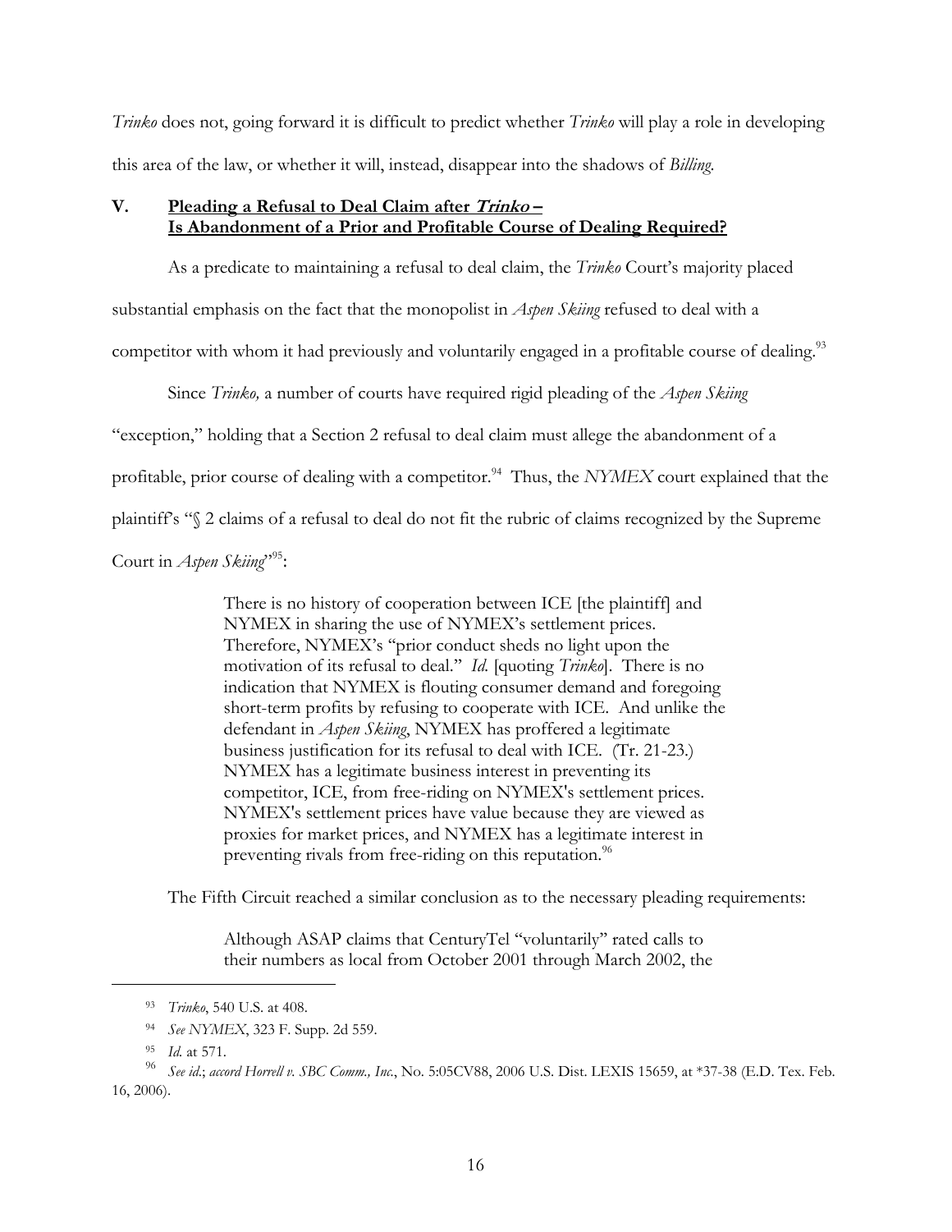*Trinko* does not, going forward it is difficult to predict whether *Trinko* will play a role in developing this area of the law, or whether it will, instead, disappear into the shadows of *Billing*.

## V. Pleading a Refusal to Deal Claim after *Trinko* – Is Abandonment of a Prior and Profitable Course of Dealing Required?

As a predicate to maintaining a refusal to deal claim, the *Trinko* Court's majority placed substantial emphasis on the fact that the monopolist in *Aspen Skiing* refused to deal with a competitor with whom it had previously and voluntarily engaged in a profitable course of dealing.[93]

Since *Trinko,* a number of courts have required rigid pleading of the *Aspen Skiing* "exception," holding that a Section 2 refusal to deal claim must allege the abandonment of a profitable, prior course of dealing with a competitor.[94] Thus, the *NYMEX* court explained that the plaintiff's "§ 2 claims of a refusal to deal do not fit the rubric of claims recognized by the Supreme Court in *Aspen Skiing*"[95]:

> There is no history of cooperation between ICE [the plaintiff] and NYMEX in sharing the use of NYMEX's settlement prices. Therefore, NYMEX's "prior conduct sheds no light upon the motivation of its refusal to deal." *Id.* [quoting *Trinko*]. There is no indication that NYMEX is flouting consumer demand and foregoing short-term profits by refusing to cooperate with ICE. And unlike the defendant in *Aspen Skiing*, NYMEX has proffered a legitimate business justification for its refusal to deal with ICE. (Tr. 21-23.) NYMEX has a legitimate business interest in preventing its competitor, ICE, from free-riding on NYMEX's settlement prices. NYMEX's settlement prices have value because they are viewed as proxies for market prices, and NYMEX has a legitimate interest in preventing rivals from free-riding on this reputation.[96]

The Fifth Circuit reached a similar conclusion as to the necessary pleading requirements:

> Although ASAP claims that CenturyTel "voluntarily" rated calls to their numbers as local from October 2001 through March 2002, the

---

[93] *Trinko*, 540 U.S. at 408.

[94] *See NYMEX*, 323 F. Supp. 2d 559.

[95] *Id.* at 571.

[96] *See id.*; *accord Horrell v. SBC Comm., Inc.*, No. 5:05CV88, 2006 U.S. Dist. LEXIS 15659, at *37-38 (E.D. Tex. Feb. 16, 2006).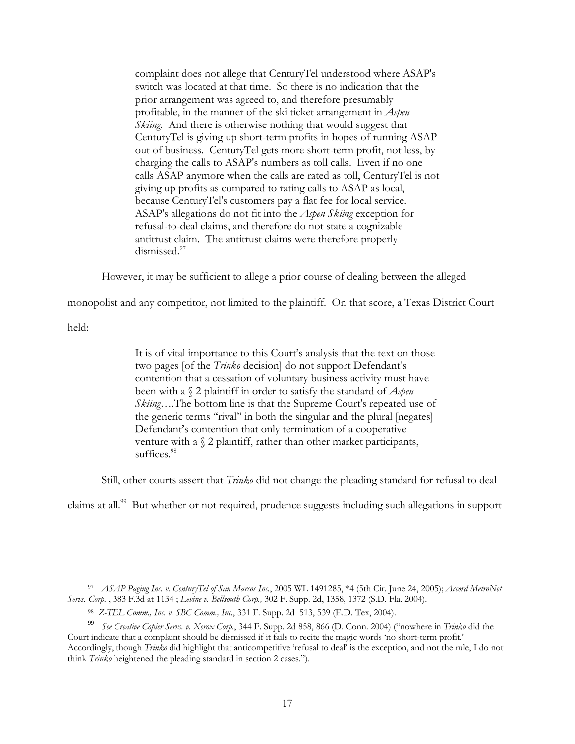> complaint does not allege that CenturyTel understood where ASAP's switch was located at that time. So there is no indication that the prior arrangement was agreed to, and therefore presumably profitable, in the manner of the ski ticket arrangement in *Aspen Skiing*. And there is otherwise nothing that would suggest that CenturyTel is giving up short-term profits in hopes of running ASAP out of business. CenturyTel gets more short-term profit, not less, by charging the calls to ASAP's numbers as toll calls. Even if no one calls ASAP anymore when the calls are rated as toll, CenturyTel is not giving up profits as compared to rating calls to ASAP as local, because CenturyTel's customers pay a flat fee for local service. ASAP's allegations do not fit into the *Aspen Skiing* exception for refusal-to-deal claims, and therefore do not state a cognizable antitrust claim. The antitrust claims were therefore properly dismissed.[97]

However, it may be sufficient to allege a prior course of dealing between the alleged monopolist and any competitor, not limited to the plaintiff. On that score, a Texas District Court held:

> It is of vital importance to this Court's analysis that the text on those two pages [of the *Trinko* decision] do not support Defendant's contention that a cessation of voluntary business activity must have been with a § 2 plaintiff in order to satisfy the standard of *Aspen Skiing*….The bottom line is that the Supreme Court's repeated use of the generic terms "rival" in both the singular and the plural [negates] Defendant's contention that only termination of a cooperative venture with a § 2 plaintiff, rather than other market participants, suffices.[98]

Still, other courts assert that *Trinko* did not change the pleading standard for refusal to deal claims at all.[99] But whether or not required, prudence suggests including such allegations in support

---

[97] *ASAP Paging Inc. v. CenturyTel of San Marcos Inc.*, 2005 WL 1491285, *4 (5th Cir. June 24, 2005); *Accord MetroNet Servs. Corp.* , 383 F.3d at 1134 ; *Levine v. Bellsouth Corp.,* 302 F. Supp. 2d, 1358, 1372 (S.D. Fla. 2004).

[98] *Z-TEL Comm., Inc. v. SBC Comm., Inc.*, 331 F. Supp. 2d 513, 539 (E.D. Tex, 2004).

[99] *See Creative Copier Servs. v. Xerox Corp.*, 344 F. Supp. 2d 858, 866 (D. Conn. 2004) ("nowhere in *Trinko* did the Court indicate that a complaint should be dismissed if it fails to recite the magic words 'no short-term profit.' Accordingly, though *Trinko* did highlight that anticompetitive 'refusal to deal' is the exception, and not the rule, I do not think *Trinko* heightened the pleading standard in section 2 cases.").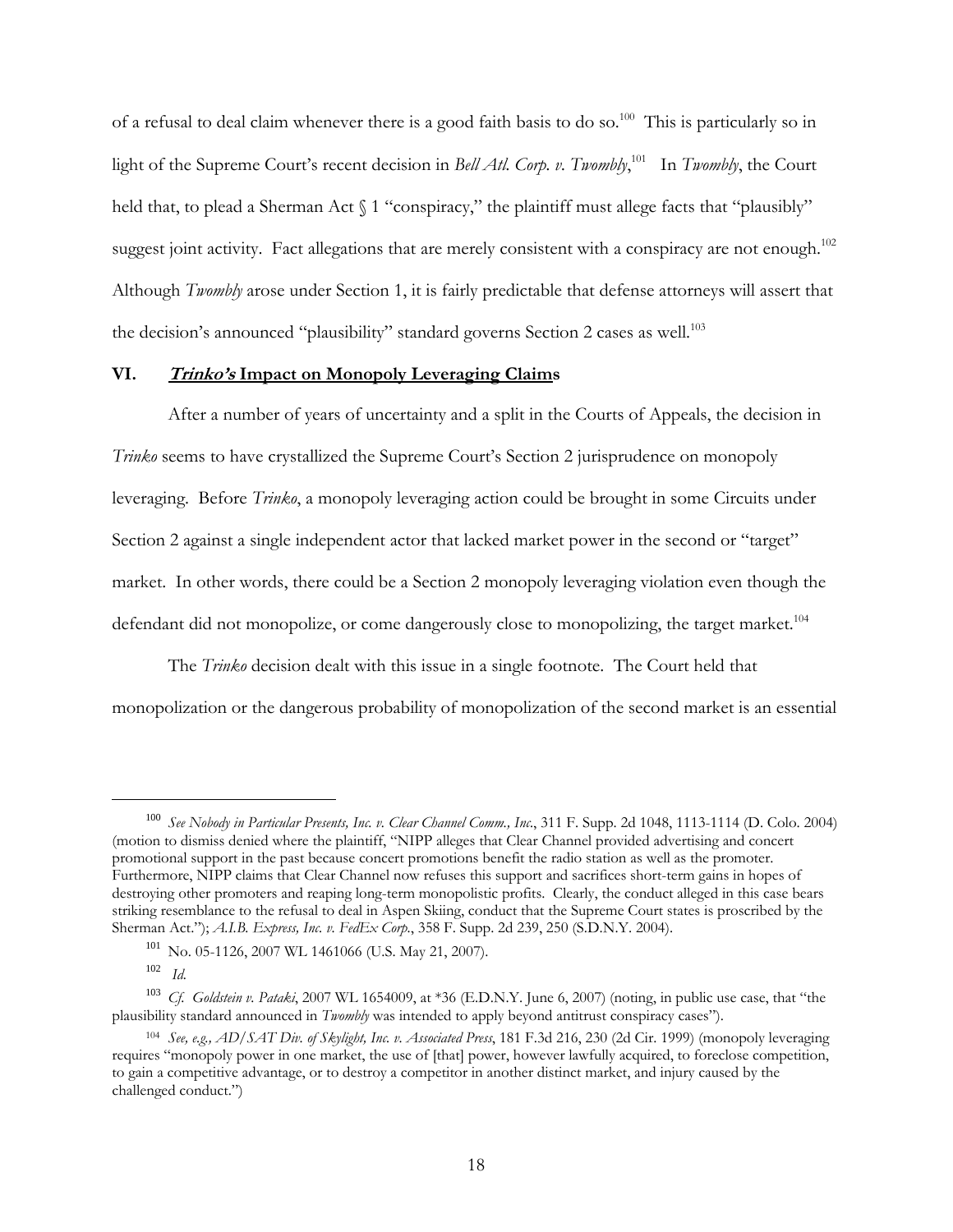of a refusal to deal claim whenever there is a good faith basis to do so.[100] This is particularly so in light of the Supreme Court's recent decision in *Bell Atl. Corp. v. Twombly*,[101] In *Twombly*, the Court held that, to plead a Sherman Act § 1 "conspiracy," the plaintiff must allege facts that "plausibly" suggest joint activity. Fact allegations that are merely consistent with a conspiracy are not enough.[102] Although *Twombly* arose under Section 1, it is fairly predictable that defense attorneys will assert that the decision's announced "plausibility" standard governs Section 2 cases as well.[103]

## VI. ***Trinko's*** **Impact on Monopoly Leveraging Claims**

After a number of years of uncertainty and a split in the Courts of Appeals, the decision in *Trinko* seems to have crystallized the Supreme Court's Section 2 jurisprudence on monopoly leveraging. Before *Trinko*, a monopoly leveraging action could be brought in some Circuits under Section 2 against a single independent actor that lacked market power in the second or "target" market. In other words, there could be a Section 2 monopoly leveraging violation even though the defendant did not monopolize, or come dangerously close to monopolizing, the target market.[104]

The *Trinko* decision dealt with this issue in a single footnote. The Court held that monopolization or the dangerous probability of monopolization of the second market is an essential

---

[100] *See Nobody in Particular Presents, Inc. v. Clear Channel Comm., Inc.*, 311 F. Supp. 2d 1048, 1113-1114 (D. Colo. 2004) (motion to dismiss denied where the plaintiff, "NIPP alleges that Clear Channel provided advertising and concert promotional support in the past because concert promotions benefit the radio station as well as the promoter. Furthermore, NIPP claims that Clear Channel now refuses this support and sacrifices short-term gains in hopes of destroying other promoters and reaping long-term monopolistic profits. Clearly, the conduct alleged in this case bears striking resemblance to the refusal to deal in Aspen Skiing, conduct that the Supreme Court states is proscribed by the Sherman Act."); *A.I.B. Express, Inc. v. FedEx Corp.*, 358 F. Supp. 2d 239, 250 (S.D.N.Y. 2004).

[101] No. 05-1126, 2007 WL 1461066 (U.S. May 21, 2007).

[102] *Id.*

[103] *Cf. Goldstein v. Pataki*, 2007 WL 1654009, at *36 (E.D.N.Y. June 6, 2007) (noting, in public use case, that "the plausibility standard announced in *Twombly* was intended to apply beyond antitrust conspiracy cases").

[104] *See, e.g., AD/SAT Div. of Skylight, Inc. v. Associated Press*, 181 F.3d 216, 230 (2d Cir. 1999) (monopoly leveraging requires "monopoly power in one market, the use of [that] power, however lawfully acquired, to foreclose competition, to gain a competitive advantage, or to destroy a competitor in another distinct market, and injury caused by the challenged conduct.")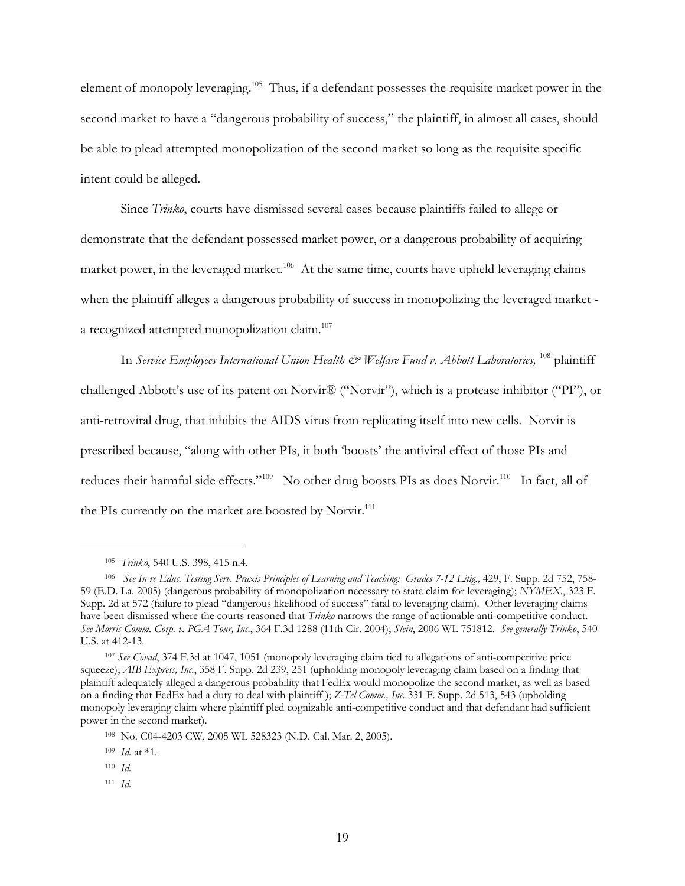element of monopoly leveraging.[105] Thus, if a defendant possesses the requisite market power in the second market to have a "dangerous probability of success," the plaintiff, in almost all cases, should be able to plead attempted monopolization of the second market so long as the requisite specific intent could be alleged.

Since *Trinko*, courts have dismissed several cases because plaintiffs failed to allege or demonstrate that the defendant possessed market power, or a dangerous probability of acquiring market power, in the leveraged market.[106] At the same time, courts have upheld leveraging claims when the plaintiff alleges a dangerous probability of success in monopolizing the leveraged market - a recognized attempted monopolization claim.[107]

In *Service Employees International Union Health & Welfare Fund v. Abbott Laboratories,* [108] plaintiff challenged Abbott's use of its patent on Norvir® ("Norvir"), which is a protease inhibitor ("PI"), or anti-retroviral drug, that inhibits the AIDS virus from replicating itself into new cells. Norvir is prescribed because, "along with other PIs, it both 'boosts' the antiviral effect of those PIs and reduces their harmful side effects."[109] No other drug boosts PIs as does Norvir.[110] In fact, all of the PIs currently on the market are boosted by Norvir.[111]

---

[105] *Trinko*, 540 U.S. 398, 415 n.4.

[106] *See In re Educ. Testing Serv. Praxis Principles of Learning and Teaching: Grades 7-12 Litig.,* 429, F. Supp. 2d 752, 758-59 (E.D. La. 2005) (dangerous probability of monopolization necessary to state claim for leveraging); *NYMEX.*, 323 F. Supp. 2d at 572 (failure to plead "dangerous likelihood of success" fatal to leveraging claim). Other leveraging claims have been dismissed where the courts reasoned that *Trinko* narrows the range of actionable anti-competitive conduct. *See Morris Comm. Corp. v. PGA Tour, Inc.*, 364 F.3d 1288 (11th Cir. 2004); *Stein*, 2006 WL 751812. *See generally Trinko*, 540 U.S. at 412-13.

[107] *See Covad*, 374 F.3d at 1047, 1051 (monopoly leveraging claim tied to allegations of anti-competitive price squeeze); *AIB Express, Inc.*, 358 F. Supp. 2d 239, 251 (upholding monopoly leveraging claim based on a finding that plaintiff adequately alleged a dangerous probability that FedEx would monopolize the second market, as well as based on a finding that FedEx had a duty to deal with plaintiff ); *Z-Tel Comm., Inc.* 331 F. Supp. 2d 513, 543 (upholding monopoly leveraging claim where plaintiff pled cognizable anti-competitive conduct and that defendant had sufficient power in the second market).

[108] No. C04-4203 CW, 2005 WL 528323 (N.D. Cal. Mar. 2, 2005).

[109] *Id.* at *1.

[110] *Id.*

[111] *Id.*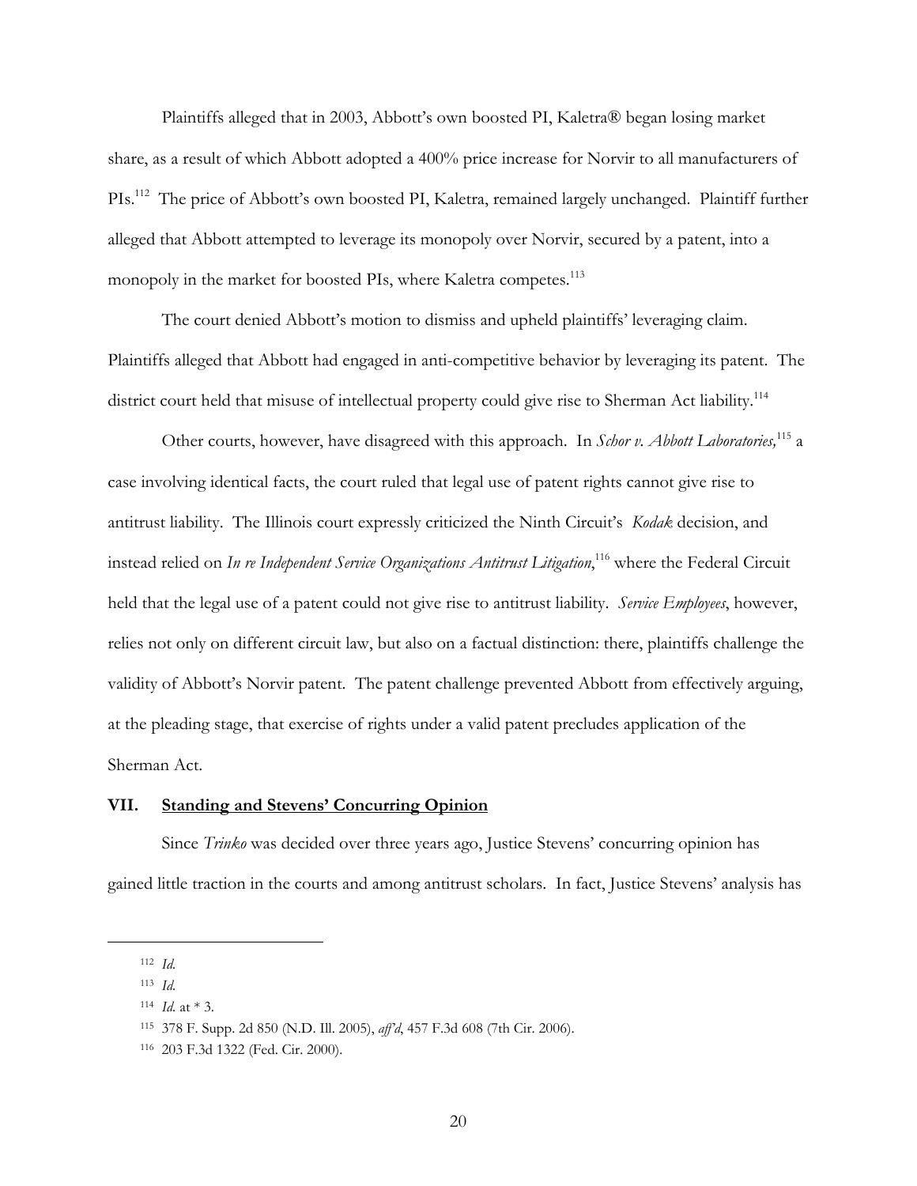Plaintiffs alleged that in 2003, Abbott's own boosted PI, Kaletra® began losing market share, as a result of which Abbott adopted a 400% price increase for Norvir to all manufacturers of PIs.[112] The price of Abbott's own boosted PI, Kaletra, remained largely unchanged. Plaintiff further alleged that Abbott attempted to leverage its monopoly over Norvir, secured by a patent, into a monopoly in the market for boosted PIs, where Kaletra competes.[113]

The court denied Abbott's motion to dismiss and upheld plaintiffs' leveraging claim. Plaintiffs alleged that Abbott had engaged in anti-competitive behavior by leveraging its patent. The district court held that misuse of intellectual property could give rise to Sherman Act liability.[114]

Other courts, however, have disagreed with this approach. In *Schor v. Abbott Laboratories,*[115] a case involving identical facts, the court ruled that legal use of patent rights cannot give rise to antitrust liability. The Illinois court expressly criticized the Ninth Circuit's *Kodak* decision, and instead relied on *In re Independent Service Organizations Antitrust Litigation*,[116] where the Federal Circuit held that the legal use of a patent could not give rise to antitrust liability. *Service Employees*, however, relies not only on different circuit law, but also on a factual distinction: there, plaintiffs challenge the validity of Abbott's Norvir patent. The patent challenge prevented Abbott from effectively arguing, at the pleading stage, that exercise of rights under a valid patent precludes application of the Sherman Act.

## VII. Standing and Stevens' Concurring Opinion

Since *Trinko* was decided over three years ago, Justice Stevens' concurring opinion has gained little traction in the courts and among antitrust scholars. In fact, Justice Stevens' analysis has

---

112 *Id.*

113 *Id.*

114 *Id.* at * 3.

115 378 F. Supp. 2d 850 (N.D. Ill. 2005), *aff'd*, 457 F.3d 608 (7th Cir. 2006).

116 203 F.3d 1322 (Fed. Cir. 2000).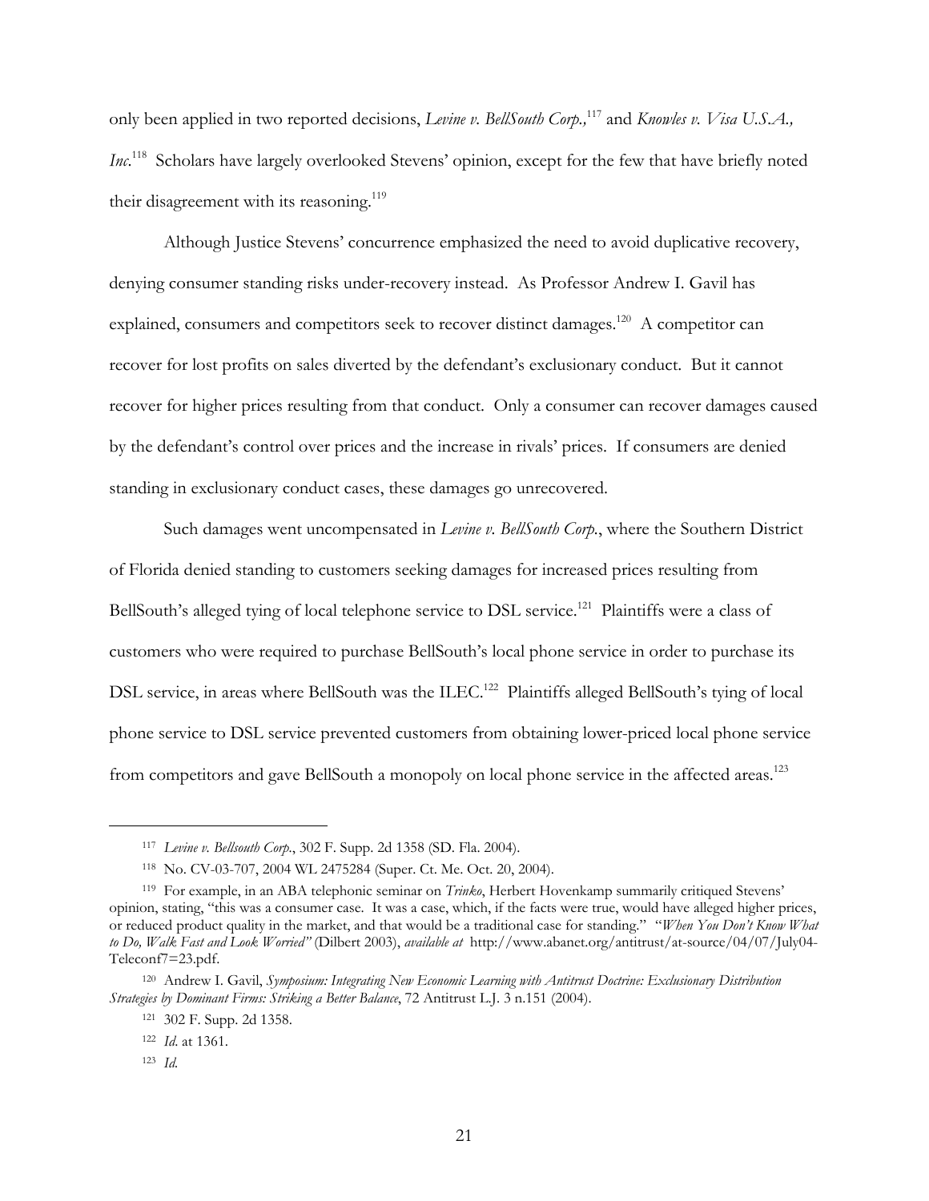only been applied in two reported decisions, *Levine v. BellSouth Corp.,*[117] and *Knowles v. Visa U.S.A., Inc*.[118] Scholars have largely overlooked Stevens' opinion, except for the few that have briefly noted their disagreement with its reasoning.[119]

Although Justice Stevens' concurrence emphasized the need to avoid duplicative recovery, denying consumer standing risks under-recovery instead. As Professor Andrew I. Gavil has explained, consumers and competitors seek to recover distinct damages.[120] A competitor can recover for lost profits on sales diverted by the defendant's exclusionary conduct. But it cannot recover for higher prices resulting from that conduct. Only a consumer can recover damages caused by the defendant's control over prices and the increase in rivals' prices. If consumers are denied standing in exclusionary conduct cases, these damages go unrecovered.

Such damages went uncompensated in *Levine v. BellSouth Corp.*, where the Southern District of Florida denied standing to customers seeking damages for increased prices resulting from BellSouth's alleged tying of local telephone service to DSL service.[121] Plaintiffs were a class of customers who were required to purchase BellSouth's local phone service in order to purchase its DSL service, in areas where BellSouth was the ILEC.[122] Plaintiffs alleged BellSouth's tying of local phone service to DSL service prevented customers from obtaining lower-priced local phone service from competitors and gave BellSouth a monopoly on local phone service in the affected areas.[123]

---

[117] *Levine v. Bellsouth Corp.*, 302 F. Supp. 2d 1358 (SD. Fla. 2004).

[118] No. CV-03-707, 2004 WL 2475284 (Super. Ct. Me. Oct. 20, 2004).

[119] For example, in an ABA telephonic seminar on *Trinko*, Herbert Hovenkamp summarily critiqued Stevens' opinion, stating, "this was a consumer case. It was a case, which, if the facts were true, would have alleged higher prices, or reduced product quality in the market, and that would be a traditional case for standing." "*When You Don't Know What to Do, Walk Fast and Look Worried"* (Dilbert 2003), *available at* http://www.abanet.org/antitrust/at-source/04/07/July04-Teleconf7=23.pdf.

[120] Andrew I. Gavil, *Symposium: Integrating New Economic Learning with Antitrust Doctrine: Exclusionary Distribution Strategies by Dominant Firms: Striking a Better Balance*, 72 Antitrust L.J. 3 n.151 (2004).

[121] 302 F. Supp. 2d 1358.

[122] *Id*. at 1361.

[123] *Id.*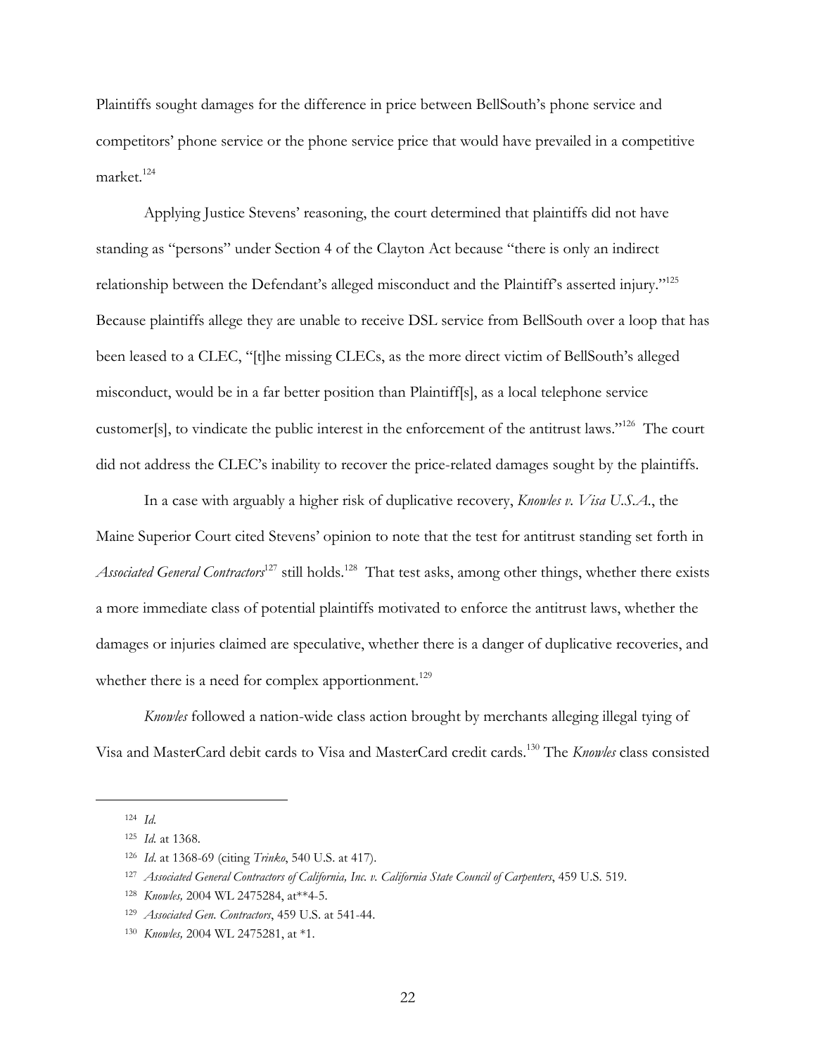Plaintiffs sought damages for the difference in price between BellSouth's phone service and competitors' phone service or the phone service price that would have prevailed in a competitive market.[124]

Applying Justice Stevens' reasoning, the court determined that plaintiffs did not have standing as "persons" under Section 4 of the Clayton Act because "there is only an indirect relationship between the Defendant's alleged misconduct and the Plaintiff's asserted injury."[125] Because plaintiffs allege they are unable to receive DSL service from BellSouth over a loop that has been leased to a CLEC, "[t]he missing CLECs, as the more direct victim of BellSouth's alleged misconduct, would be in a far better position than Plaintiff[s], as a local telephone service customer[s], to vindicate the public interest in the enforcement of the antitrust laws."[126] The court did not address the CLEC's inability to recover the price-related damages sought by the plaintiffs.

In a case with arguably a higher risk of duplicative recovery, *Knowles v. Visa U.S.A.*, the Maine Superior Court cited Stevens' opinion to note that the test for antitrust standing set forth in *Associated General Contractors*[127] still holds.[128] That test asks, among other things, whether there exists a more immediate class of potential plaintiffs motivated to enforce the antitrust laws, whether the damages or injuries claimed are speculative, whether there is a danger of duplicative recoveries, and whether there is a need for complex apportionment.[129]

*Knowles* followed a nation-wide class action brought by merchants alleging illegal tying of Visa and MasterCard debit cards to Visa and MasterCard credit cards.[130] The *Knowles* class consisted

---

[124] *Id.*

[125] *Id.* at 1368.

[126] *Id*. at 1368-69 (citing *Trinko*, 540 U.S. at 417).

[127] *Associated General Contractors of California, Inc. v. California State Council of Carpenters*, 459 U.S. 519.

[128] *Knowles,* 2004 WL 2475284, at**4-5.

[129] *Associated Gen. Contractors*, 459 U.S. at 541-44.

[130] *Knowles,* 2004 WL 2475281, at *1.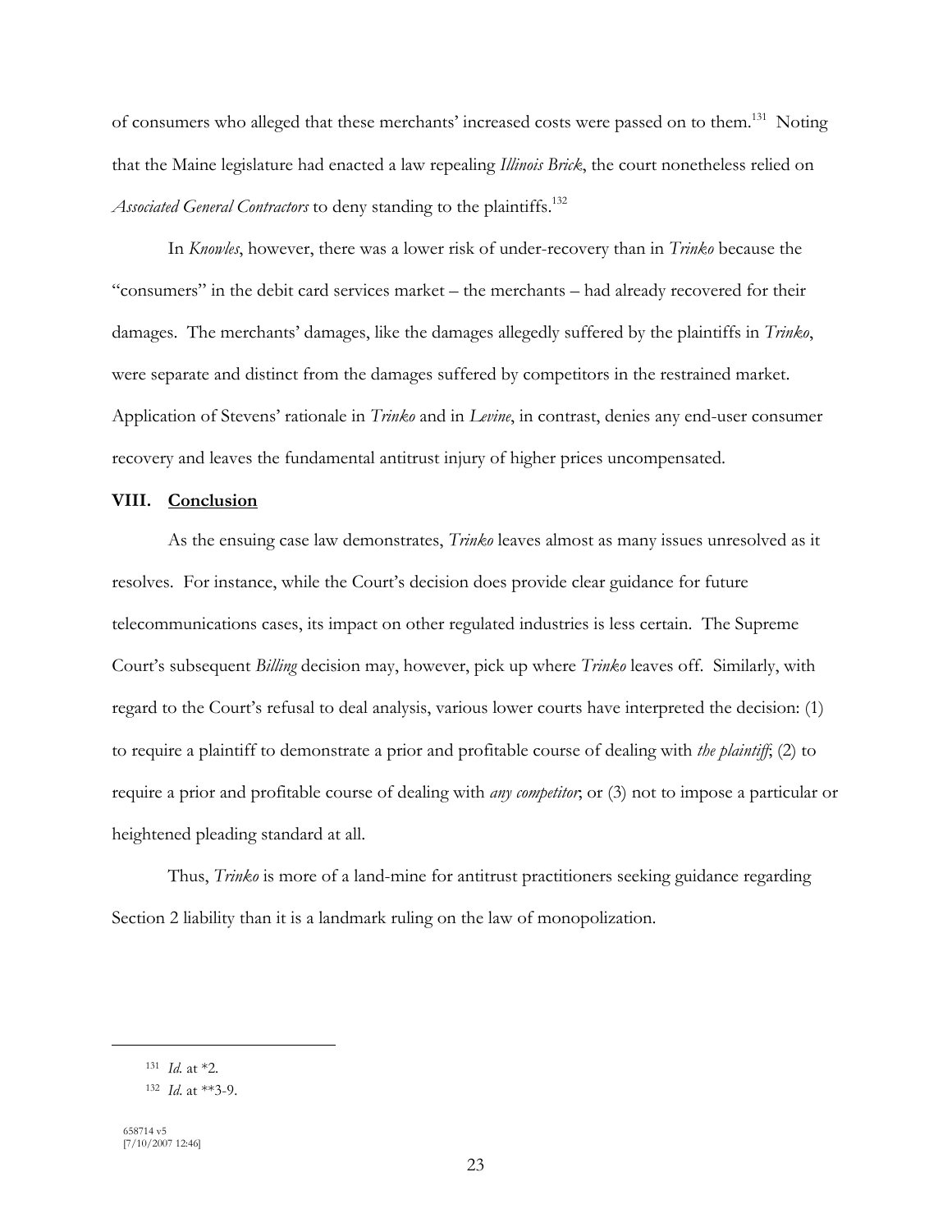of consumers who alleged that these merchants' increased costs were passed on to them.[131] Noting that the Maine legislature had enacted a law repealing *Illinois Brick*, the court nonetheless relied on *Associated General Contractors* to deny standing to the plaintiffs.[132]

In *Knowles*, however, there was a lower risk of under-recovery than in *Trinko* because the "consumers" in the debit card services market – the merchants – had already recovered for their damages. The merchants' damages, like the damages allegedly suffered by the plaintiffs in *Trinko*, were separate and distinct from the damages suffered by competitors in the restrained market. Application of Stevens' rationale in *Trinko* and in *Levine*, in contrast, denies any end-user consumer recovery and leaves the fundamental antitrust injury of higher prices uncompensated.

## VIII. Conclusion

As the ensuing case law demonstrates, *Trinko* leaves almost as many issues unresolved as it resolves. For instance, while the Court's decision does provide clear guidance for future telecommunications cases, its impact on other regulated industries is less certain. The Supreme Court's subsequent *Billing* decision may, however, pick up where *Trinko* leaves off. Similarly, with regard to the Court's refusal to deal analysis, various lower courts have interpreted the decision: (1) to require a plaintiff to demonstrate a prior and profitable course of dealing with *the plaintiff*; (2) to require a prior and profitable course of dealing with *any competitor*; or (3) not to impose a particular or heightened pleading standard at all.

Thus, *Trinko* is more of a land-mine for antitrust practitioners seeking guidance regarding Section 2 liability than it is a landmark ruling on the law of monopolization.

---

[131] *Id.* at *2.

[132] *Id.* at **3-9.

658714 v5
[7/10/2007 12:46]